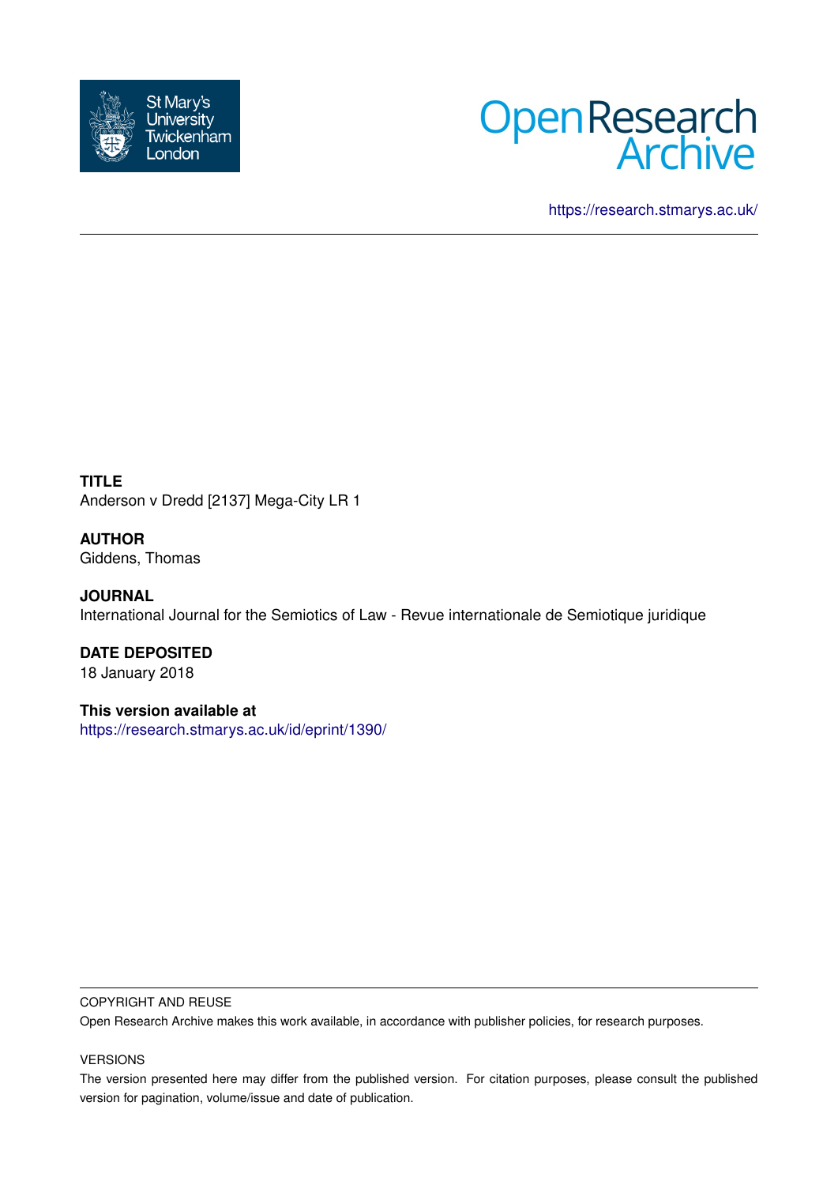St Mary's University Twickenham London

Open Research Archive

https://research.stmarys.ac.uk/

**TITLE**
Anderson v Dredd [2137] Mega-City LR 1

**AUTHOR**
Giddens, Thomas

**JOURNAL**
International Journal for the Semiotics of Law - Revue internationale de Semiotique juridique

**DATE DEPOSITED**
18 January 2018

**This version available at**
https://research.stmarys.ac.uk/id/eprint/1390/

COPYRIGHT AND REUSE

Open Research Archive makes this work available, in accordance with publisher policies, for research purposes.

VERSIONS

The version presented here may differ from the published version. For citation purposes, please consult the published version for pagination, volume/issue and date of publication.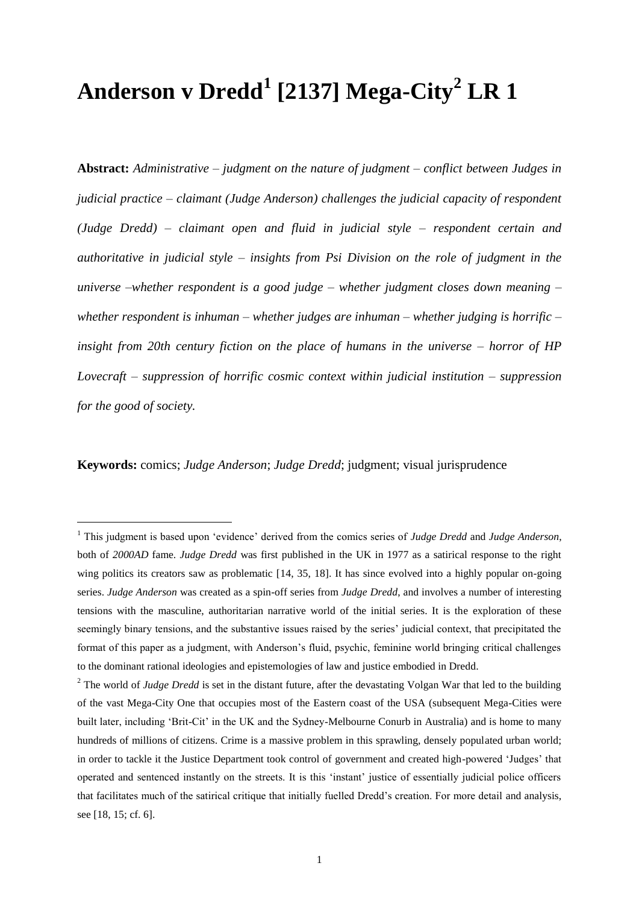# Anderson v Dredd[1] [2137] Mega-City[2] LR 1

**Abstract:** *Administrative – judgment on the nature of judgment – conflict between Judges in judicial practice – claimant (Judge Anderson) challenges the judicial capacity of respondent (Judge Dredd) – claimant open and fluid in judicial style – respondent certain and authoritative in judicial style – insights from Psi Division on the role of judgment in the universe –whether respondent is a good judge – whether judgment closes down meaning – whether respondent is inhuman – whether judges are inhuman – whether judging is horrific – insight from 20th century fiction on the place of humans in the universe – horror of HP Lovecraft – suppression of horrific cosmic context within judicial institution – suppression for the good of society.*

**Keywords:** comics; *Judge Anderson*; *Judge Dredd*; judgment; visual jurisprudence

---

[1] This judgment is based upon 'evidence' derived from the comics series of *Judge Dredd* and *Judge Anderson*, both of *2000AD* fame. *Judge Dredd* was first published in the UK in 1977 as a satirical response to the right wing politics its creators saw as problematic [14, 35, 18]. It has since evolved into a highly popular on-going series. *Judge Anderson* was created as a spin-off series from *Judge Dredd*, and involves a number of interesting tensions with the masculine, authoritarian narrative world of the initial series. It is the exploration of these seemingly binary tensions, and the substantive issues raised by the series' judicial context, that precipitated the format of this paper as a judgment, with Anderson's fluid, psychic, feminine world bringing critical challenges to the dominant rational ideologies and epistemologies of law and justice embodied in Dredd.

[2] The world of *Judge Dredd* is set in the distant future, after the devastating Volgan War that led to the building of the vast Mega-City One that occupies most of the Eastern coast of the USA (subsequent Mega-Cities were built later, including 'Brit-Cit' in the UK and the Sydney-Melbourne Conurb in Australia) and is home to many hundreds of millions of citizens. Crime is a massive problem in this sprawling, densely populated urban world; in order to tackle it the Justice Department took control of government and created high-powered 'Judges' that operated and sentenced instantly on the streets. It is this 'instant' justice of essentially judicial police officers that facilitates much of the satirical critique that initially fuelled Dredd's creation. For more detail and analysis, see [18, 15; cf. 6].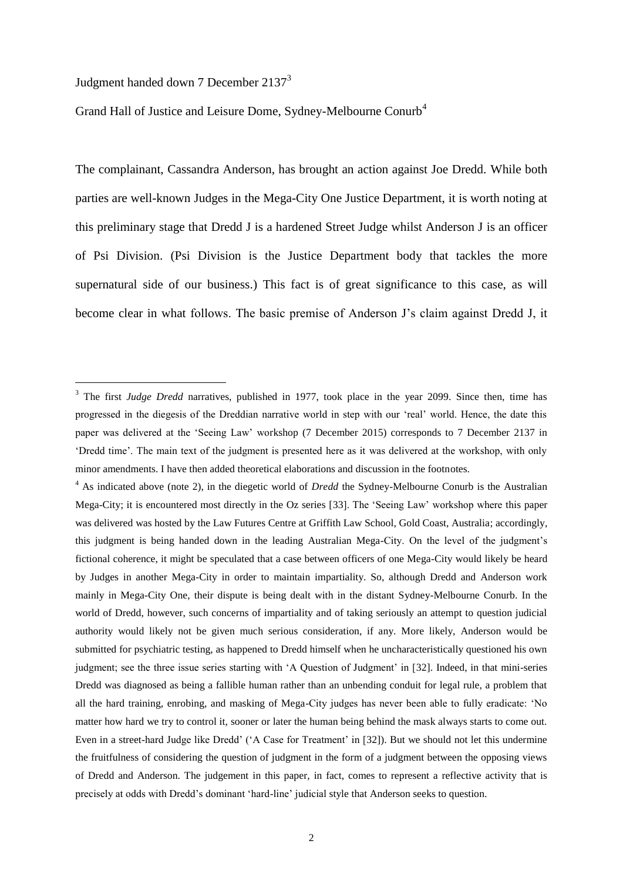Judgment handed down 7 December 2137[3]

Grand Hall of Justice and Leisure Dome, Sydney-Melbourne Conurb[4]

The complainant, Cassandra Anderson, has brought an action against Joe Dredd. While both parties are well-known Judges in the Mega-City One Justice Department, it is worth noting at this preliminary stage that Dredd J is a hardened Street Judge whilst Anderson J is an officer of Psi Division. (Psi Division is the Justice Department body that tackles the more supernatural side of our business.) This fact is of great significance to this case, as will become clear in what follows. The basic premise of Anderson J's claim against Dredd J, it

---

[3] The first *Judge Dredd* narratives, published in 1977, took place in the year 2099. Since then, time has progressed in the diegesis of the Dreddian narrative world in step with our 'real' world. Hence, the date this paper was delivered at the 'Seeing Law' workshop (7 December 2015) corresponds to 7 December 2137 in 'Dredd time'. The main text of the judgment is presented here as it was delivered at the workshop, with only minor amendments. I have then added theoretical elaborations and discussion in the footnotes.

[4] As indicated above (note 2), in the diegetic world of *Dredd* the Sydney-Melbourne Conurb is the Australian Mega-City; it is encountered most directly in the Oz series [33]. The 'Seeing Law' workshop where this paper was delivered was hosted by the Law Futures Centre at Griffith Law School, Gold Coast, Australia; accordingly, this judgment is being handed down in the leading Australian Mega-City. On the level of the judgment's fictional coherence, it might be speculated that a case between officers of one Mega-City would likely be heard by Judges in another Mega-City in order to maintain impartiality. So, although Dredd and Anderson work mainly in Mega-City One, their dispute is being dealt with in the distant Sydney-Melbourne Conurb. In the world of Dredd, however, such concerns of impartiality and of taking seriously an attempt to question judicial authority would likely not be given much serious consideration, if any. More likely, Anderson would be submitted for psychiatric testing, as happened to Dredd himself when he uncharacteristically questioned his own judgment; see the three issue series starting with 'A Question of Judgment' in [32]. Indeed, in that mini-series Dredd was diagnosed as being a fallible human rather than an unbending conduit for legal rule, a problem that all the hard training, enrobing, and masking of Mega-City judges has never been able to fully eradicate: 'No matter how hard we try to control it, sooner or later the human being behind the mask always starts to come out. Even in a street-hard Judge like Dredd' ('A Case for Treatment' in [32]). But we should not let this undermine the fruitfulness of considering the question of judgment in the form of a judgment between the opposing views of Dredd and Anderson. The judgement in this paper, in fact, comes to represent a reflective activity that is precisely at odds with Dredd's dominant 'hard-line' judicial style that Anderson seeks to question.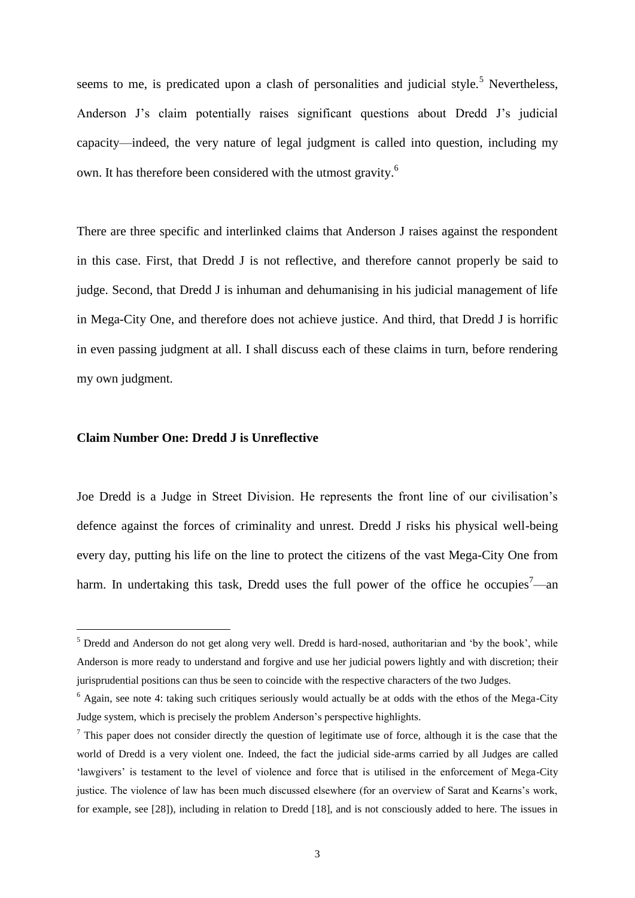seems to me, is predicated upon a clash of personalities and judicial style.[5] Nevertheless, Anderson J's claim potentially raises significant questions about Dredd J's judicial capacity—indeed, the very nature of legal judgment is called into question, including my own. It has therefore been considered with the utmost gravity.[6]

There are three specific and interlinked claims that Anderson J raises against the respondent in this case. First, that Dredd J is not reflective, and therefore cannot properly be said to judge. Second, that Dredd J is inhuman and dehumanising in his judicial management of life in Mega-City One, and therefore does not achieve justice. And third, that Dredd J is horrific in even passing judgment at all. I shall discuss each of these claims in turn, before rendering my own judgment.

**Claim Number One: Dredd J is Unreflective**

Joe Dredd is a Judge in Street Division. He represents the front line of our civilisation's defence against the forces of criminality and unrest. Dredd J risks his physical well-being every day, putting his life on the line to protect the citizens of the vast Mega-City One from harm. In undertaking this task, Dredd uses the full power of the office he occupies[7]—an

---

[5] Dredd and Anderson do not get along very well. Dredd is hard-nosed, authoritarian and 'by the book', while Anderson is more ready to understand and forgive and use her judicial powers lightly and with discretion; their jurisprudential positions can thus be seen to coincide with the respective characters of the two Judges.

[6] Again, see note 4: taking such critiques seriously would actually be at odds with the ethos of the Mega-City Judge system, which is precisely the problem Anderson's perspective highlights.

[7] This paper does not consider directly the question of legitimate use of force, although it is the case that the world of Dredd is a very violent one. Indeed, the fact the judicial side-arms carried by all Judges are called 'lawgivers' is testament to the level of violence and force that is utilised in the enforcement of Mega-City justice. The violence of law has been much discussed elsewhere (for an overview of Sarat and Kearns's work, for example, see [28]), including in relation to Dredd [18], and is not consciously added to here. The issues in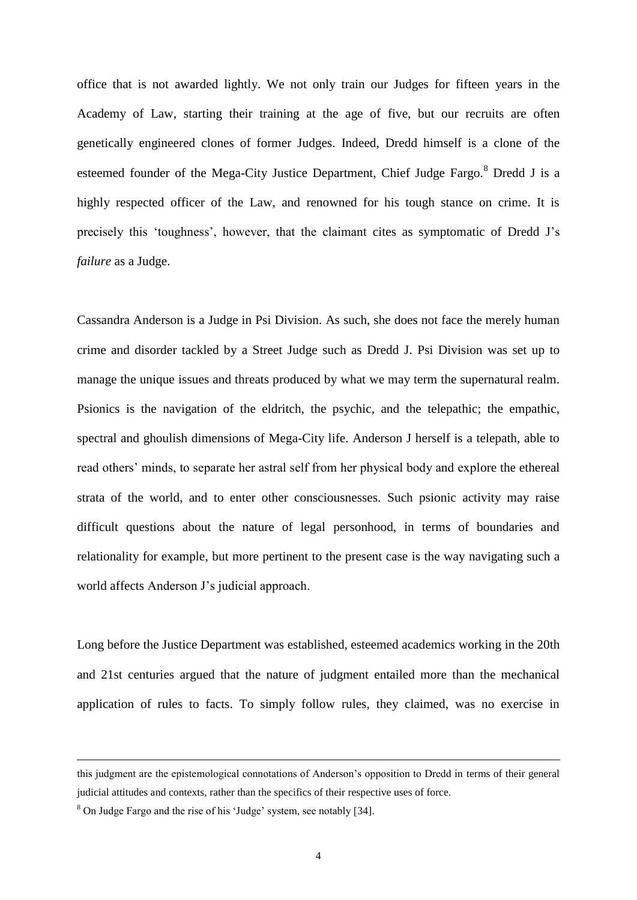office that is not awarded lightly. We not only train our Judges for fifteen years in the Academy of Law, starting their training at the age of five, but our recruits are often genetically engineered clones of former Judges. Indeed, Dredd himself is a clone of the esteemed founder of the Mega-City Justice Department, Chief Judge Fargo.[8] Dredd J is a highly respected officer of the Law, and renowned for his tough stance on crime. It is precisely this 'toughness', however, that the claimant cites as symptomatic of Dredd J's *failure* as a Judge.

Cassandra Anderson is a Judge in Psi Division. As such, she does not face the merely human crime and disorder tackled by a Street Judge such as Dredd J. Psi Division was set up to manage the unique issues and threats produced by what we may term the supernatural realm. Psionics is the navigation of the eldritch, the psychic, and the telepathic; the empathic, spectral and ghoulish dimensions of Mega-City life. Anderson J herself is a telepath, able to read others' minds, to separate her astral self from her physical body and explore the ethereal strata of the world, and to enter other consciousnesses. Such psionic activity may raise difficult questions about the nature of legal personhood, in terms of boundaries and relationality for example, but more pertinent to the present case is the way navigating such a world affects Anderson J's judicial approach.

Long before the Justice Department was established, esteemed academics working in the 20th and 21st centuries argued that the nature of judgment entailed more than the mechanical application of rules to facts. To simply follow rules, they claimed, was no exercise in

---

this judgment are the epistemological connotations of Anderson's opposition to Dredd in terms of their general judicial attitudes and contexts, rather than the specifics of their respective uses of force.

[8] On Judge Fargo and the rise of his 'Judge' system, see notably [34].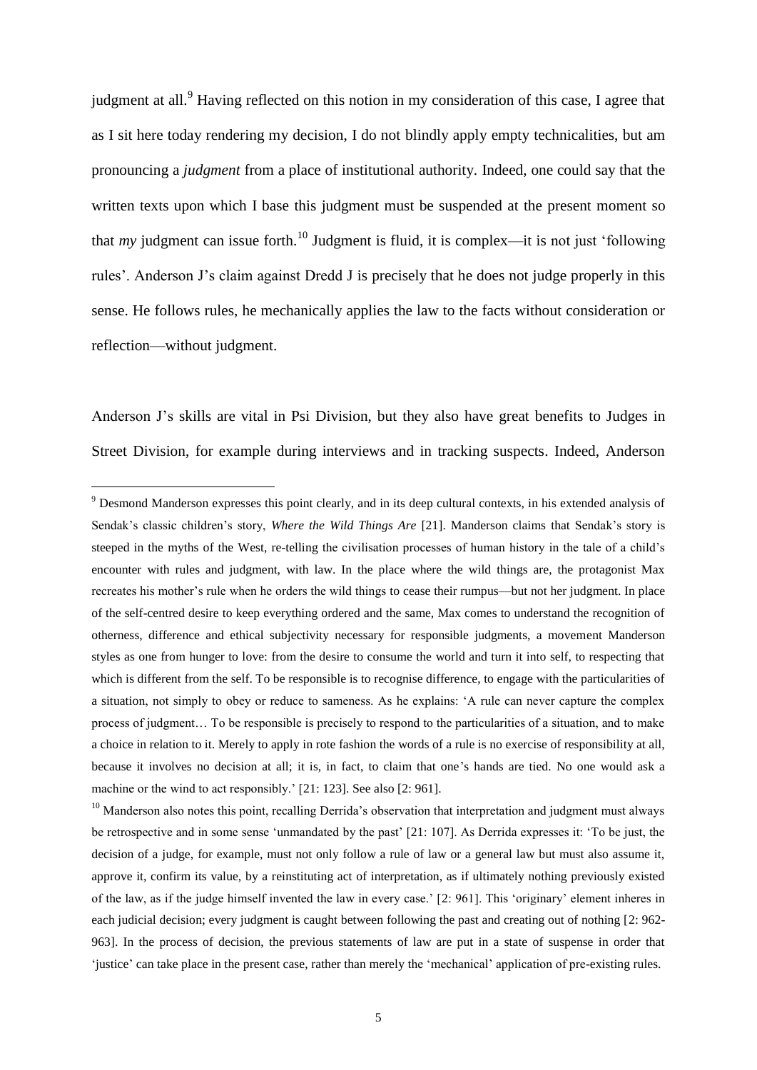judgment at all.[9] Having reflected on this notion in my consideration of this case, I agree that as I sit here today rendering my decision, I do not blindly apply empty technicalities, but am pronouncing a *judgment* from a place of institutional authority. Indeed, one could say that the written texts upon which I base this judgment must be suspended at the present moment so that *my* judgment can issue forth.[10] Judgment is fluid, it is complex—it is not just 'following rules'. Anderson J's claim against Dredd J is precisely that he does not judge properly in this sense. He follows rules, he mechanically applies the law to the facts without consideration or reflection—without judgment.

Anderson J's skills are vital in Psi Division, but they also have great benefits to Judges in Street Division, for example during interviews and in tracking suspects. Indeed, Anderson

---

[9] Desmond Manderson expresses this point clearly, and in its deep cultural contexts, in his extended analysis of Sendak's classic children's story, *Where the Wild Things Are* [21]. Manderson claims that Sendak's story is steeped in the myths of the West, re-telling the civilisation processes of human history in the tale of a child's encounter with rules and judgment, with law. In the place where the wild things are, the protagonist Max recreates his mother's rule when he orders the wild things to cease their rumpus—but not her judgment. In place of the self-centred desire to keep everything ordered and the same, Max comes to understand the recognition of otherness, difference and ethical subjectivity necessary for responsible judgments, a movement Manderson styles as one from hunger to love: from the desire to consume the world and turn it into self, to respecting that which is different from the self. To be responsible is to recognise difference, to engage with the particularities of a situation, not simply to obey or reduce to sameness. As he explains: 'A rule can never capture the complex process of judgment… To be responsible is precisely to respond to the particularities of a situation, and to make a choice in relation to it. Merely to apply in rote fashion the words of a rule is no exercise of responsibility at all, because it involves no decision at all; it is, in fact, to claim that one's hands are tied. No one would ask a machine or the wind to act responsibly.' [21: 123]. See also [2: 961].

[10] Manderson also notes this point, recalling Derrida's observation that interpretation and judgment must always be retrospective and in some sense 'unmandated by the past' [21: 107]. As Derrida expresses it: 'To be just, the decision of a judge, for example, must not only follow a rule of law or a general law but must also assume it, approve it, confirm its value, by a reinstituting act of interpretation, as if ultimately nothing previously existed of the law, as if the judge himself invented the law in every case.' [2: 961]. This 'originary' element inheres in each judicial decision; every judgment is caught between following the past and creating out of nothing [2: 962-963]. In the process of decision, the previous statements of law are put in a state of suspense in order that 'justice' can take place in the present case, rather than merely the 'mechanical' application of pre-existing rules.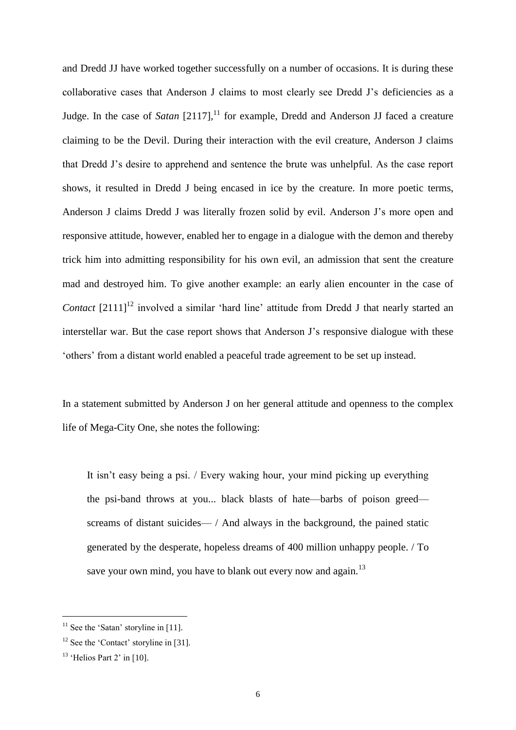and Dredd JJ have worked together successfully on a number of occasions. It is during these collaborative cases that Anderson J claims to most clearly see Dredd J's deficiencies as a Judge. In the case of *Satan* [2117],[11] for example, Dredd and Anderson JJ faced a creature claiming to be the Devil. During their interaction with the evil creature, Anderson J claims that Dredd J's desire to apprehend and sentence the brute was unhelpful. As the case report shows, it resulted in Dredd J being encased in ice by the creature. In more poetic terms, Anderson J claims Dredd J was literally frozen solid by evil. Anderson J's more open and responsive attitude, however, enabled her to engage in a dialogue with the demon and thereby trick him into admitting responsibility for his own evil, an admission that sent the creature mad and destroyed him. To give another example: an early alien encounter in the case of *Contact* [2111][12] involved a similar 'hard line' attitude from Dredd J that nearly started an interstellar war. But the case report shows that Anderson J's responsive dialogue with these 'others' from a distant world enabled a peaceful trade agreement to be set up instead.

In a statement submitted by Anderson J on her general attitude and openness to the complex life of Mega-City One, she notes the following:

> It isn't easy being a psi. / Every waking hour, your mind picking up everything the psi-band throws at you... black blasts of hate—barbs of poison greed—screams of distant suicides— / And always in the background, the pained static generated by the desperate, hopeless dreams of 400 million unhappy people. / To save your own mind, you have to blank out every now and again.[13]

---

[11] See the 'Satan' storyline in [11].

[12] See the 'Contact' storyline in [31].

[13] 'Helios Part 2' in [10].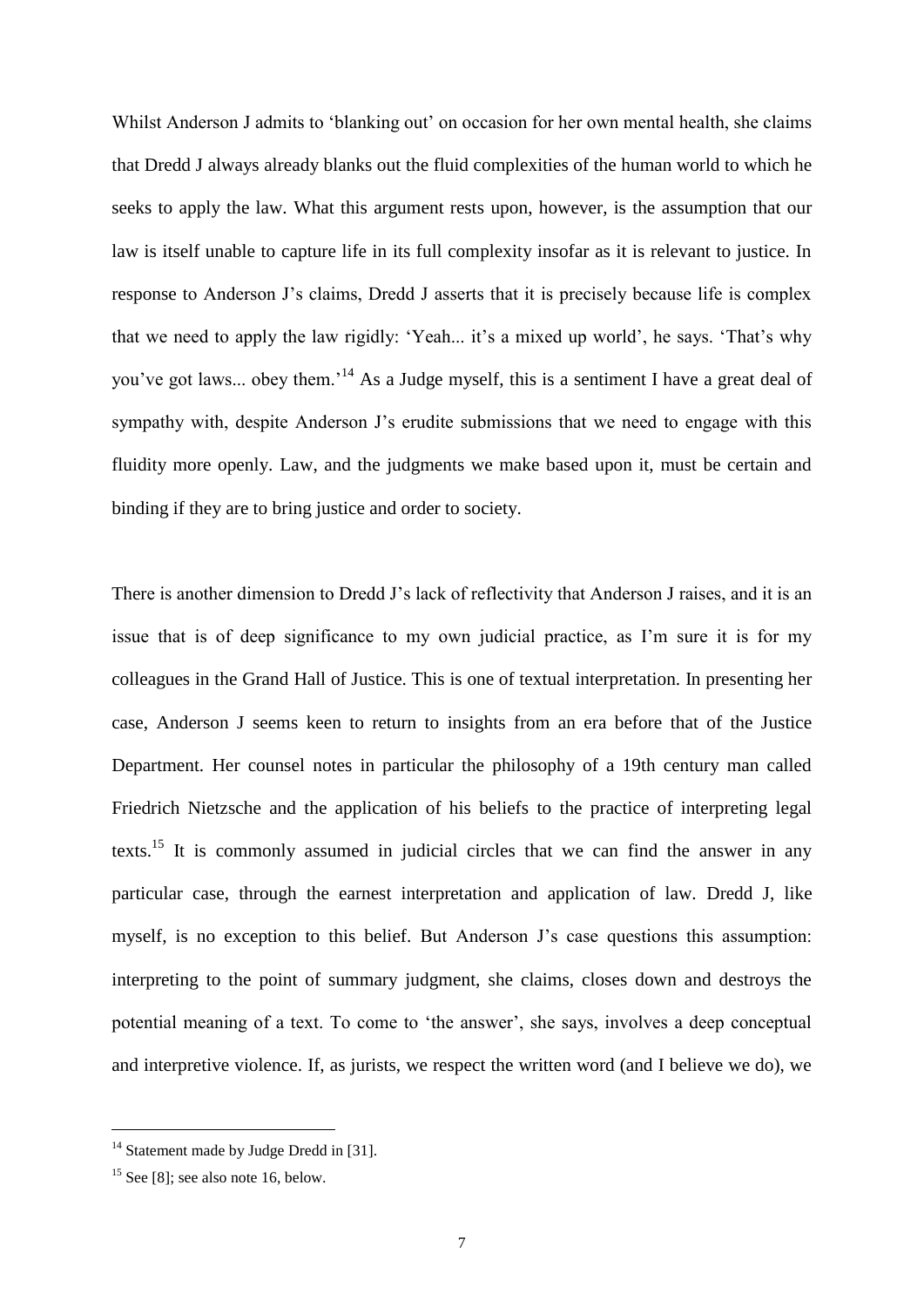Whilst Anderson J admits to 'blanking out' on occasion for her own mental health, she claims that Dredd J always already blanks out the fluid complexities of the human world to which he seeks to apply the law. What this argument rests upon, however, is the assumption that our law is itself unable to capture life in its full complexity insofar as it is relevant to justice. In response to Anderson J's claims, Dredd J asserts that it is precisely because life is complex that we need to apply the law rigidly: 'Yeah... it's a mixed up world', he says. 'That's why you've got laws... obey them.'[14] As a Judge myself, this is a sentiment I have a great deal of sympathy with, despite Anderson J's erudite submissions that we need to engage with this fluidity more openly. Law, and the judgments we make based upon it, must be certain and binding if they are to bring justice and order to society.

There is another dimension to Dredd J's lack of reflectivity that Anderson J raises, and it is an issue that is of deep significance to my own judicial practice, as I'm sure it is for my colleagues in the Grand Hall of Justice. This is one of textual interpretation. In presenting her case, Anderson J seems keen to return to insights from an era before that of the Justice Department. Her counsel notes in particular the philosophy of a 19th century man called Friedrich Nietzsche and the application of his beliefs to the practice of interpreting legal texts.[15] It is commonly assumed in judicial circles that we can find the answer in any particular case, through the earnest interpretation and application of law. Dredd J, like myself, is no exception to this belief. But Anderson J's case questions this assumption: interpreting to the point of summary judgment, she claims, closes down and destroys the potential meaning of a text. To come to 'the answer', she says, involves a deep conceptual and interpretive violence. If, as jurists, we respect the written word (and I believe we do), we

---

[14] Statement made by Judge Dredd in [31].

[15] See [8]; see also note 16, below.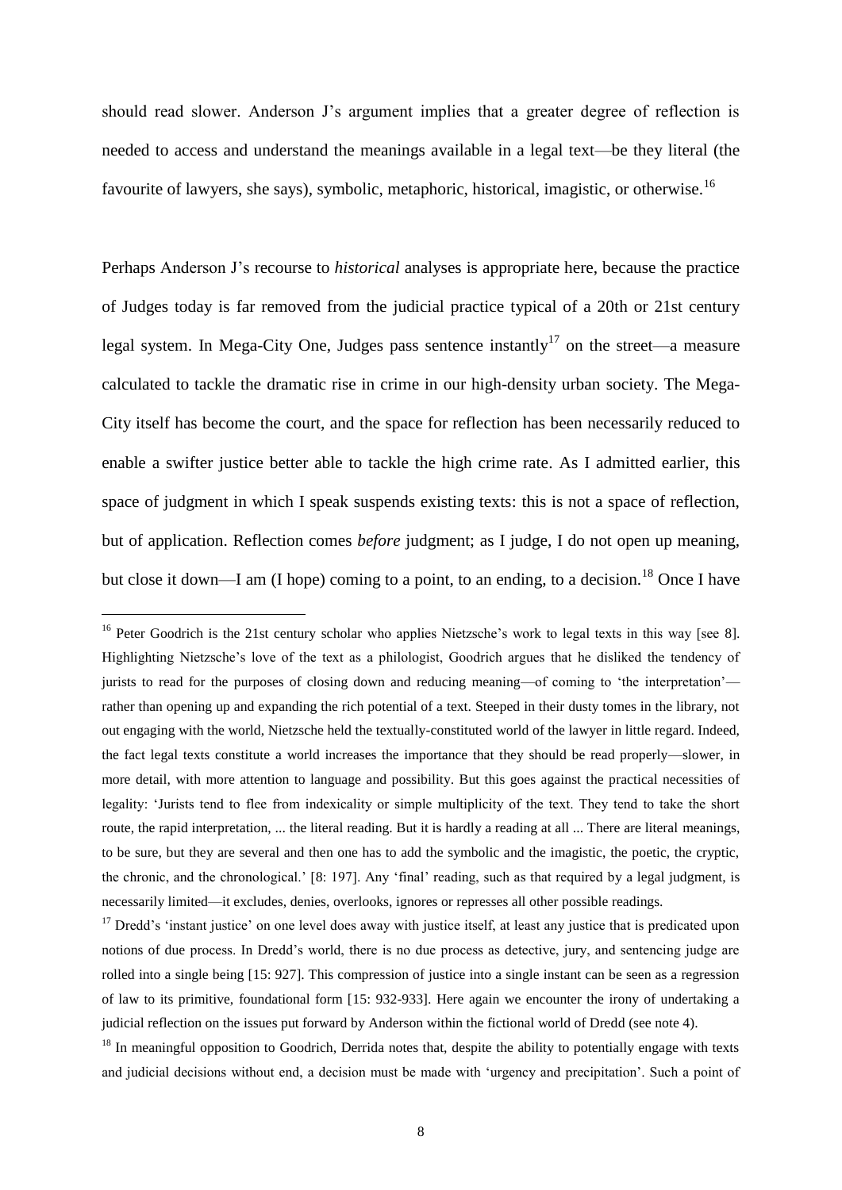should read slower. Anderson J's argument implies that a greater degree of reflection is needed to access and understand the meanings available in a legal text—be they literal (the favourite of lawyers, she says), symbolic, metaphoric, historical, imagistic, or otherwise.[16]

Perhaps Anderson J's recourse to *historical* analyses is appropriate here, because the practice of Judges today is far removed from the judicial practice typical of a 20th or 21st century legal system. In Mega-City One, Judges pass sentence instantly[17] on the street—a measure calculated to tackle the dramatic rise in crime in our high-density urban society. The Mega-City itself has become the court, and the space for reflection has been necessarily reduced to enable a swifter justice better able to tackle the high crime rate. As I admitted earlier, this space of judgment in which I speak suspends existing texts: this is not a space of reflection, but of application. Reflection comes *before* judgment; as I judge, I do not open up meaning, but close it down—I am (I hope) coming to a point, to an ending, to a decision.[18] Once I have

[16] Peter Goodrich is the 21st century scholar who applies Nietzsche's work to legal texts in this way [see 8]. Highlighting Nietzsche's love of the text as a philologist, Goodrich argues that he disliked the tendency of jurists to read for the purposes of closing down and reducing meaning—of coming to 'the interpretation'—rather than opening up and expanding the rich potential of a text. Steeped in their dusty tomes in the library, not out engaging with the world, Nietzsche held the textually-constituted world of the lawyer in little regard. Indeed, the fact legal texts constitute a world increases the importance that they should be read properly—slower, in more detail, with more attention to language and possibility. But this goes against the practical necessities of legality: 'Jurists tend to flee from indexicality or simple multiplicity of the text. They tend to take the short route, the rapid interpretation, ... the literal reading. But it is hardly a reading at all ... There are literal meanings, to be sure, but they are several and then one has to add the symbolic and the imagistic, the poetic, the cryptic, the chronic, and the chronological.' [8: 197]. Any 'final' reading, such as that required by a legal judgment, is necessarily limited—it excludes, denies, overlooks, ignores or represses all other possible readings.

[17] Dredd's 'instant justice' on one level does away with justice itself, at least any justice that is predicated upon notions of due process. In Dredd's world, there is no due process as detective, jury, and sentencing judge are rolled into a single being [15: 927]. This compression of justice into a single instant can be seen as a regression of law to its primitive, foundational form [15: 932-933]. Here again we encounter the irony of undertaking a judicial reflection on the issues put forward by Anderson within the fictional world of Dredd (see note 4).

[18] In meaningful opposition to Goodrich, Derrida notes that, despite the ability to potentially engage with texts and judicial decisions without end, a decision must be made with 'urgency and precipitation'. Such a point of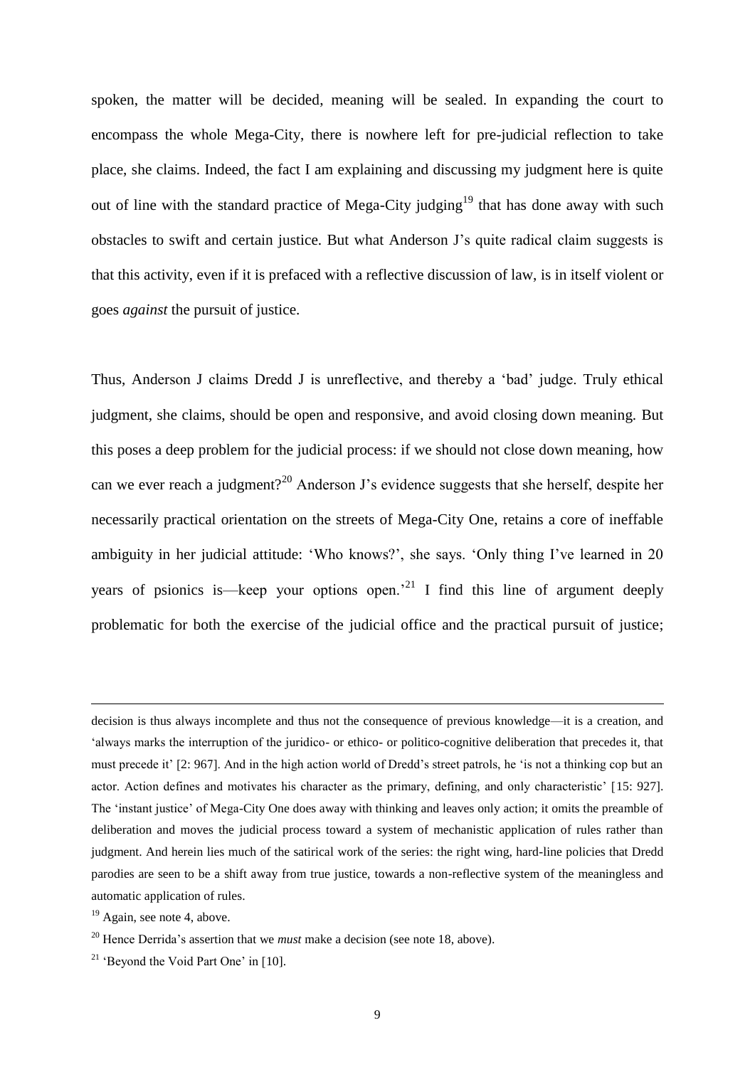spoken, the matter will be decided, meaning will be sealed. In expanding the court to encompass the whole Mega-City, there is nowhere left for pre-judicial reflection to take place, she claims. Indeed, the fact I am explaining and discussing my judgment here is quite out of line with the standard practice of Mega-City judging[19] that has done away with such obstacles to swift and certain justice. But what Anderson J's quite radical claim suggests is that this activity, even if it is prefaced with a reflective discussion of law, is in itself violent or goes *against* the pursuit of justice.

Thus, Anderson J claims Dredd J is unreflective, and thereby a 'bad' judge. Truly ethical judgment, she claims, should be open and responsive, and avoid closing down meaning. But this poses a deep problem for the judicial process: if we should not close down meaning, how can we ever reach a judgment?[20] Anderson J's evidence suggests that she herself, despite her necessarily practical orientation on the streets of Mega-City One, retains a core of ineffable ambiguity in her judicial attitude: 'Who knows?', she says. 'Only thing I've learned in 20 years of psionics is—keep your options open.'[21] I find this line of argument deeply problematic for both the exercise of the judicial office and the practical pursuit of justice;

---

decision is thus always incomplete and thus not the consequence of previous knowledge—it is a creation, and 'always marks the interruption of the juridico- or ethico- or politico-cognitive deliberation that precedes it, that must precede it' [2: 967]. And in the high action world of Dredd's street patrols, he 'is not a thinking cop but an actor. Action defines and motivates his character as the primary, defining, and only characteristic' [15: 927]. The 'instant justice' of Mega-City One does away with thinking and leaves only action; it omits the preamble of deliberation and moves the judicial process toward a system of mechanistic application of rules rather than judgment. And herein lies much of the satirical work of the series: the right wing, hard-line policies that Dredd parodies are seen to be a shift away from true justice, towards a non-reflective system of the meaningless and automatic application of rules.

[19] Again, see note 4, above.

[20] Hence Derrida's assertion that we *must* make a decision (see note 18, above).

[21] 'Beyond the Void Part One' in [10].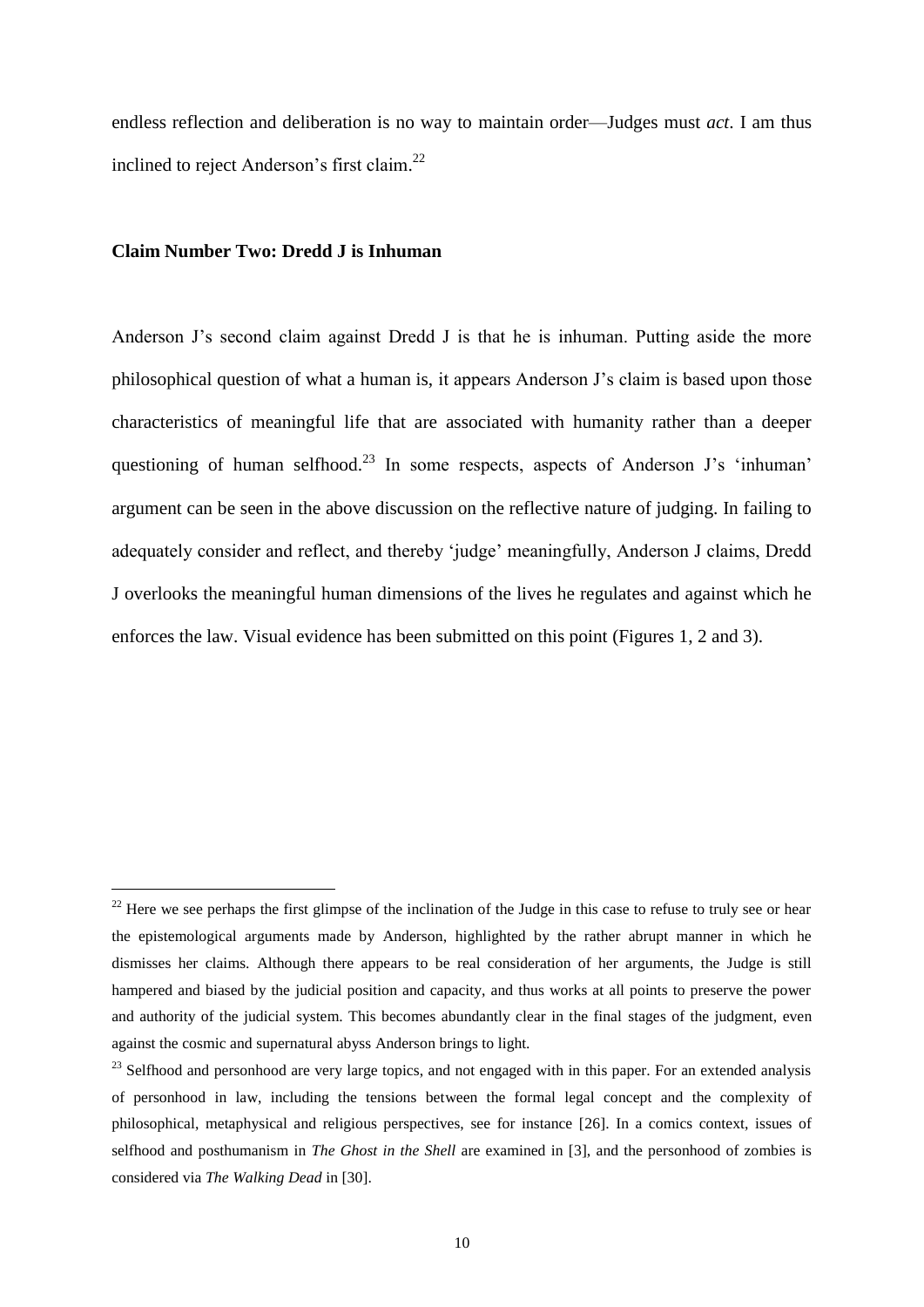endless reflection and deliberation is no way to maintain order—Judges must *act*. I am thus inclined to reject Anderson's first claim.[22]

**Claim Number Two: Dredd J is Inhuman**

Anderson J's second claim against Dredd J is that he is inhuman. Putting aside the more philosophical question of what a human is, it appears Anderson J's claim is based upon those characteristics of meaningful life that are associated with humanity rather than a deeper questioning of human selfhood.[23] In some respects, aspects of Anderson J's 'inhuman' argument can be seen in the above discussion on the reflective nature of judging. In failing to adequately consider and reflect, and thereby 'judge' meaningfully, Anderson J claims, Dredd J overlooks the meaningful human dimensions of the lives he regulates and against which he enforces the law. Visual evidence has been submitted on this point (Figures 1, 2 and 3).

---

[22] Here we see perhaps the first glimpse of the inclination of the Judge in this case to refuse to truly see or hear the epistemological arguments made by Anderson, highlighted by the rather abrupt manner in which he dismisses her claims. Although there appears to be real consideration of her arguments, the Judge is still hampered and biased by the judicial position and capacity, and thus works at all points to preserve the power and authority of the judicial system. This becomes abundantly clear in the final stages of the judgment, even against the cosmic and supernatural abyss Anderson brings to light.

[23] Selfhood and personhood are very large topics, and not engaged with in this paper. For an extended analysis of personhood in law, including the tensions between the formal legal concept and the complexity of philosophical, metaphysical and religious perspectives, see for instance [26]. In a comics context, issues of selfhood and posthumanism in *The Ghost in the Shell* are examined in [3], and the personhood of zombies is considered via *The Walking Dead* in [30].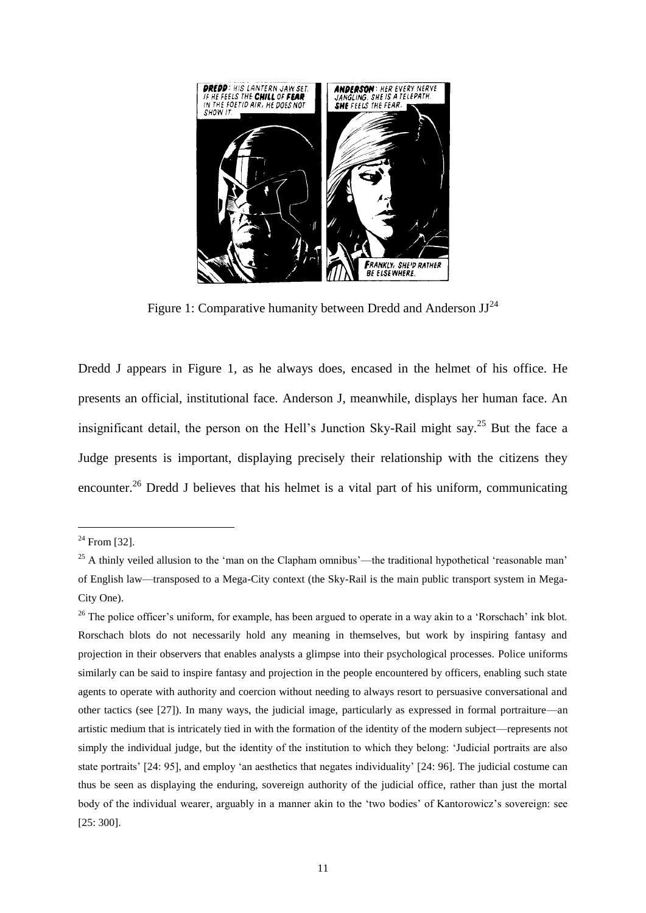Figure 1: Comparative humanity between Dredd and Anderson JJ[24]

Dredd J appears in Figure 1, as he always does, encased in the helmet of his office. He presents an official, institutional face. Anderson J, meanwhile, displays her human face. An insignificant detail, the person on the Hell's Junction Sky-Rail might say.[25] But the face a Judge presents is important, displaying precisely their relationship with the citizens they encounter.[26] Dredd J believes that his helmet is a vital part of his uniform, communicating

---

[24] From [32].

[25] A thinly veiled allusion to the 'man on the Clapham omnibus'—the traditional hypothetical 'reasonable man' of English law—transposed to a Mega-City context (the Sky-Rail is the main public transport system in Mega-City One).

[26] The police officer's uniform, for example, has been argued to operate in a way akin to a 'Rorschach' ink blot. Rorschach blots do not necessarily hold any meaning in themselves, but work by inspiring fantasy and projection in their observers that enables analysts a glimpse into their psychological processes. Police uniforms similarly can be said to inspire fantasy and projection in the people encountered by officers, enabling such state agents to operate with authority and coercion without needing to always resort to persuasive conversational and other tactics (see [27]). In many ways, the judicial image, particularly as expressed in formal portraiture—an artistic medium that is intricately tied in with the formation of the identity of the modern subject—represents not simply the individual judge, but the identity of the institution to which they belong: 'Judicial portraits are also state portraits' [24: 95], and employ 'an aesthetics that negates individuality' [24: 96]. The judicial costume can thus be seen as displaying the enduring, sovereign authority of the judicial office, rather than just the mortal body of the individual wearer, arguably in a manner akin to the 'two bodies' of Kantorowicz's sovereign: see [25: 300].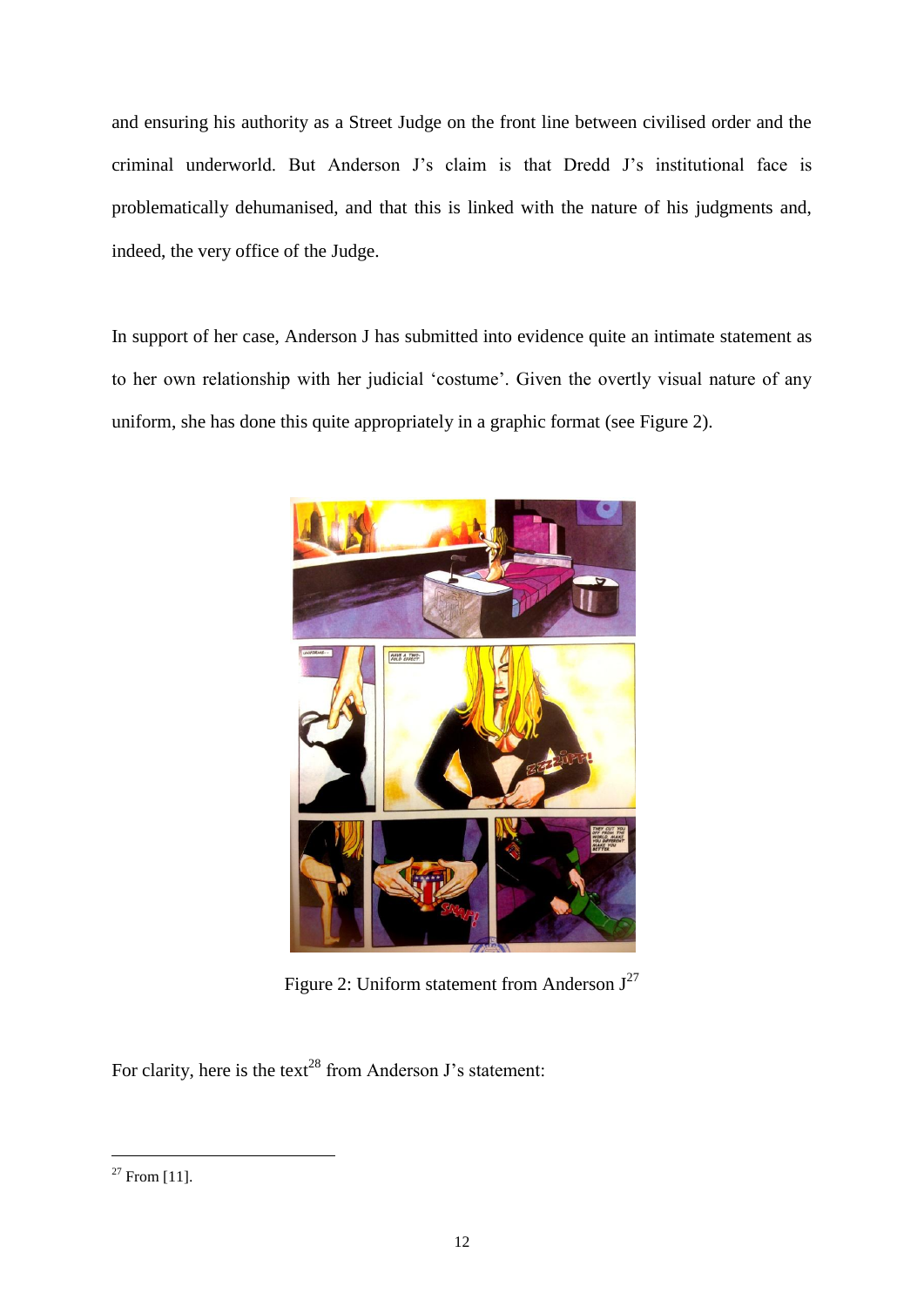and ensuring his authority as a Street Judge on the front line between civilised order and the criminal underworld. But Anderson J's claim is that Dredd J's institutional face is problematically dehumanised, and that this is linked with the nature of his judgments and, indeed, the very office of the Judge.

In support of her case, Anderson J has submitted into evidence quite an intimate statement as to her own relationship with her judicial 'costume'. Given the overtly visual nature of any uniform, she has done this quite appropriately in a graphic format (see Figure 2).

Figure 2: Uniform statement from Anderson J[27]

For clarity, here is the text[28] from Anderson J's statement:

[27] From [11].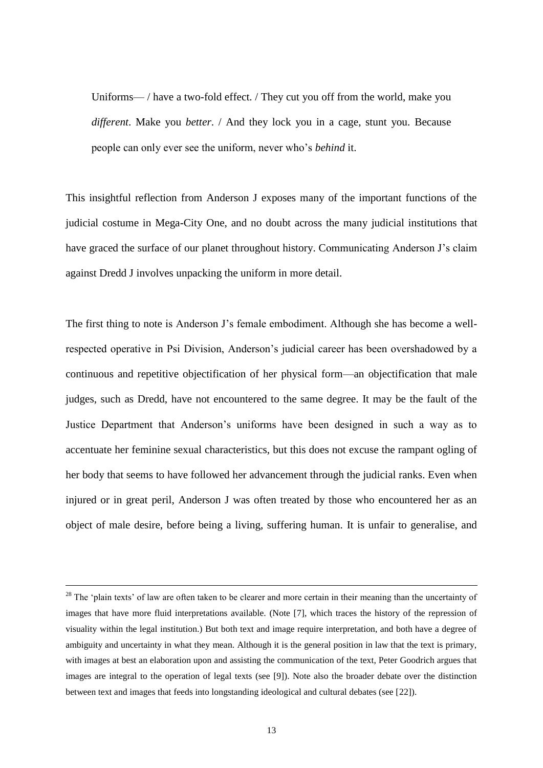> Uniforms— / have a two-fold effect. / They cut you off from the world, make you *different*. Make you *better*. / And they lock you in a cage, stunt you. Because people can only ever see the uniform, never who's *behind* it.

This insightful reflection from Anderson J exposes many of the important functions of the judicial costume in Mega-City One, and no doubt across the many judicial institutions that have graced the surface of our planet throughout history. Communicating Anderson J's claim against Dredd J involves unpacking the uniform in more detail.

The first thing to note is Anderson J's female embodiment. Although she has become a well-respected operative in Psi Division, Anderson's judicial career has been overshadowed by a continuous and repetitive objectification of her physical form—an objectification that male judges, such as Dredd, have not encountered to the same degree. It may be the fault of the Justice Department that Anderson's uniforms have been designed in such a way as to accentuate her feminine sexual characteristics, but this does not excuse the rampant ogling of her body that seems to have followed her advancement through the judicial ranks. Even when injured or in great peril, Anderson J was often treated by those who encountered her as an object of male desire, before being a living, suffering human. It is unfair to generalise, and

---

[28] The 'plain texts' of law are often taken to be clearer and more certain in their meaning than the uncertainty of images that have more fluid interpretations available. (Note [7], which traces the history of the repression of visuality within the legal institution.) But both text and image require interpretation, and both have a degree of ambiguity and uncertainty in what they mean. Although it is the general position in law that the text is primary, with images at best an elaboration upon and assisting the communication of the text, Peter Goodrich argues that images are integral to the operation of legal texts (see [9]). Note also the broader debate over the distinction between text and images that feeds into longstanding ideological and cultural debates (see [22]).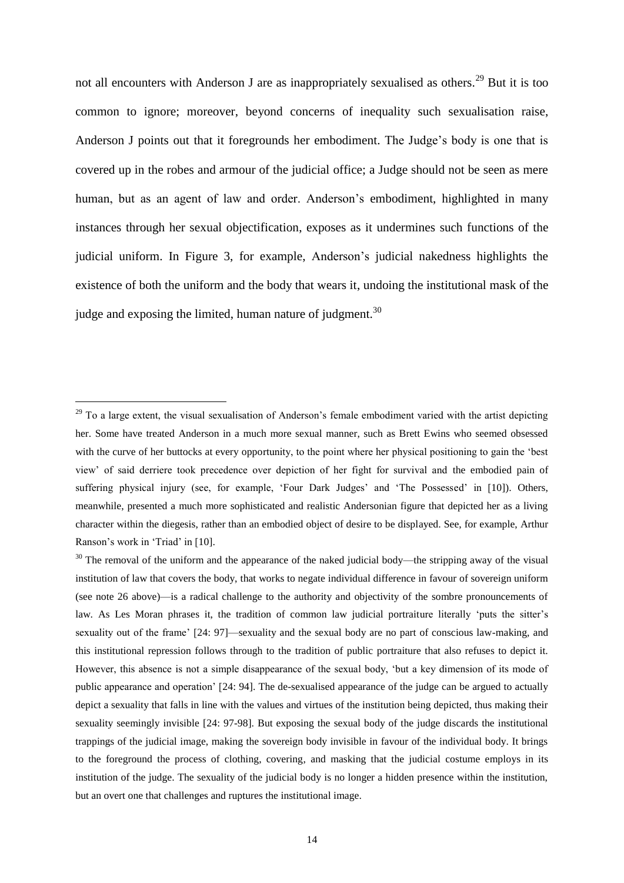not all encounters with Anderson J are as inappropriately sexualised as others.[29] But it is too common to ignore; moreover, beyond concerns of inequality such sexualisation raise, Anderson J points out that it foregrounds her embodiment. The Judge's body is one that is covered up in the robes and armour of the judicial office; a Judge should not be seen as mere human, but as an agent of law and order. Anderson's embodiment, highlighted in many instances through her sexual objectification, exposes as it undermines such functions of the judicial uniform. In Figure 3, for example, Anderson's judicial nakedness highlights the existence of both the uniform and the body that wears it, undoing the institutional mask of the judge and exposing the limited, human nature of judgment.[30]

---

[29] To a large extent, the visual sexualisation of Anderson's female embodiment varied with the artist depicting her. Some have treated Anderson in a much more sexual manner, such as Brett Ewins who seemed obsessed with the curve of her buttocks at every opportunity, to the point where her physical positioning to gain the 'best view' of said derriere took precedence over depiction of her fight for survival and the embodied pain of suffering physical injury (see, for example, 'Four Dark Judges' and 'The Possessed' in [10]). Others, meanwhile, presented a much more sophisticated and realistic Andersonian figure that depicted her as a living character within the diegesis, rather than an embodied object of desire to be displayed. See, for example, Arthur Ranson's work in 'Triad' in [10].

[30] The removal of the uniform and the appearance of the naked judicial body—the stripping away of the visual institution of law that covers the body, that works to negate individual difference in favour of sovereign uniform (see note 26 above)—is a radical challenge to the authority and objectivity of the sombre pronouncements of law. As Les Moran phrases it, the tradition of common law judicial portraiture literally 'puts the sitter's sexuality out of the frame' [24: 97]—sexuality and the sexual body are no part of conscious law-making, and this institutional repression follows through to the tradition of public portraiture that also refuses to depict it. However, this absence is not a simple disappearance of the sexual body, 'but a key dimension of its mode of public appearance and operation' [24: 94]. The de-sexualised appearance of the judge can be argued to actually depict a sexuality that falls in line with the values and virtues of the institution being depicted, thus making their sexuality seemingly invisible [24: 97-98]. But exposing the sexual body of the judge discards the institutional trappings of the judicial image, making the sovereign body invisible in favour of the individual body. It brings to the foreground the process of clothing, covering, and masking that the judicial costume employs in its institution of the judge. The sexuality of the judicial body is no longer a hidden presence within the institution, but an overt one that challenges and ruptures the institutional image.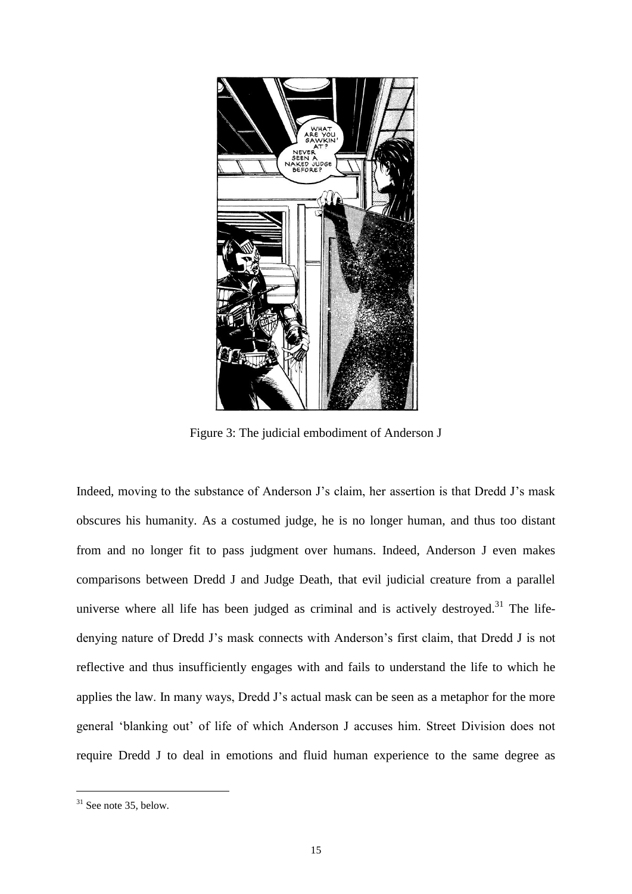Figure 3: The judicial embodiment of Anderson J

Indeed, moving to the substance of Anderson J's claim, her assertion is that Dredd J's mask obscures his humanity. As a costumed judge, he is no longer human, and thus too distant from and no longer fit to pass judgment over humans. Indeed, Anderson J even makes comparisons between Dredd J and Judge Death, that evil judicial creature from a parallel universe where all life has been judged as criminal and is actively destroyed.[31] The life-denying nature of Dredd J's mask connects with Anderson's first claim, that Dredd J is not reflective and thus insufficiently engages with and fails to understand the life to which he applies the law. In many ways, Dredd J's actual mask can be seen as a metaphor for the more general 'blanking out' of life of which Anderson J accuses him. Street Division does not require Dredd J to deal in emotions and fluid human experience to the same degree as

[31] See note 35, below.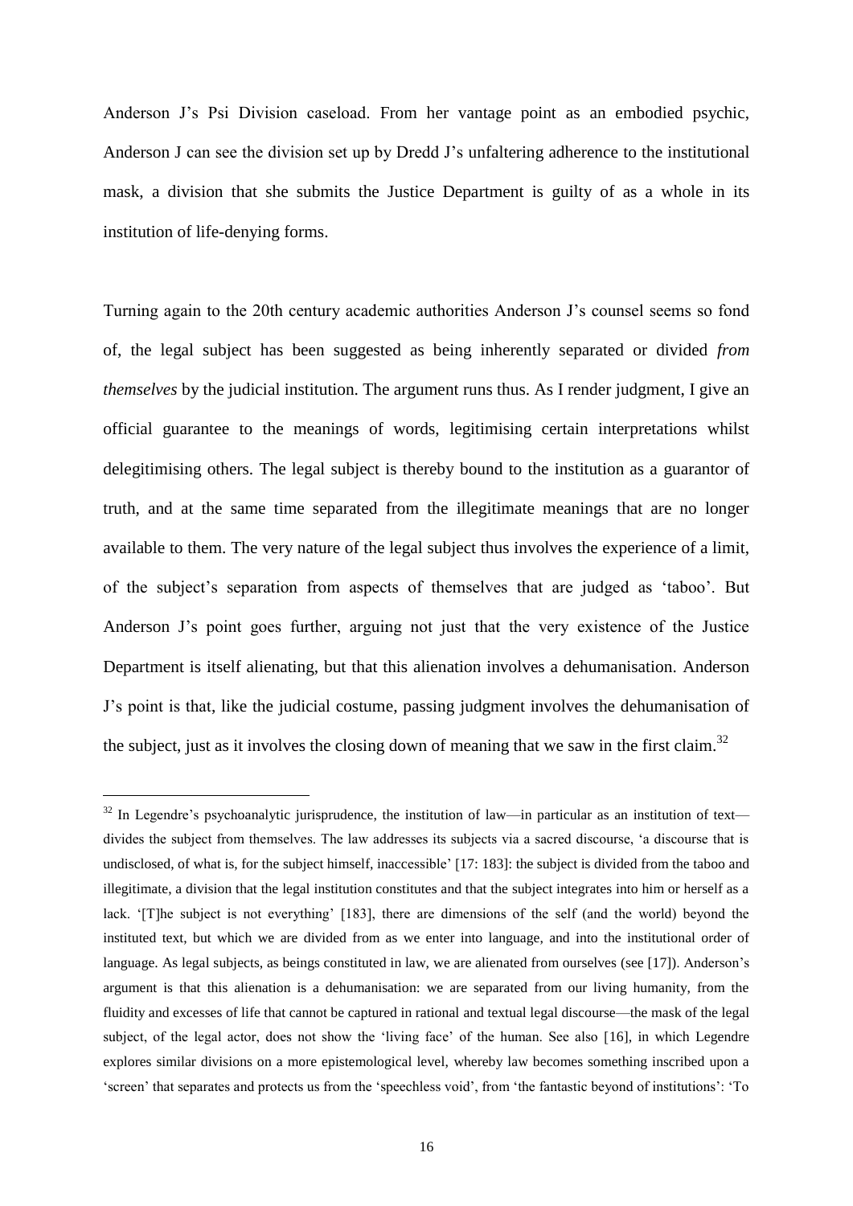Anderson J's Psi Division caseload. From her vantage point as an embodied psychic, Anderson J can see the division set up by Dredd J's unfaltering adherence to the institutional mask, a division that she submits the Justice Department is guilty of as a whole in its institution of life-denying forms.

Turning again to the 20th century academic authorities Anderson J's counsel seems so fond of, the legal subject has been suggested as being inherently separated or divided *from themselves* by the judicial institution. The argument runs thus. As I render judgment, I give an official guarantee to the meanings of words, legitimising certain interpretations whilst delegitimising others. The legal subject is thereby bound to the institution as a guarantor of truth, and at the same time separated from the illegitimate meanings that are no longer available to them. The very nature of the legal subject thus involves the experience of a limit, of the subject's separation from aspects of themselves that are judged as 'taboo'. But Anderson J's point goes further, arguing not just that the very existence of the Justice Department is itself alienating, but that this alienation involves a dehumanisation. Anderson J's point is that, like the judicial costume, passing judgment involves the dehumanisation of the subject, just as it involves the closing down of meaning that we saw in the first claim.[32]

[32] In Legendre's psychoanalytic jurisprudence, the institution of law—in particular as an institution of text—divides the subject from themselves. The law addresses its subjects via a sacred discourse, 'a discourse that is undisclosed, of what is, for the subject himself, inaccessible' [17: 183]: the subject is divided from the taboo and illegitimate, a division that the legal institution constitutes and that the subject integrates into him or herself as a lack. '[T]he subject is not everything' [183], there are dimensions of the self (and the world) beyond the instituted text, but which we are divided from as we enter into language, and into the institutional order of language. As legal subjects, as beings constituted in law, we are alienated from ourselves (see [17]). Anderson's argument is that this alienation is a dehumanisation: we are separated from our living humanity, from the fluidity and excesses of life that cannot be captured in rational and textual legal discourse—the mask of the legal subject, of the legal actor, does not show the 'living face' of the human. See also [16], in which Legendre explores similar divisions on a more epistemological level, whereby law becomes something inscribed upon a 'screen' that separates and protects us from the 'speechless void', from 'the fantastic beyond of institutions': 'To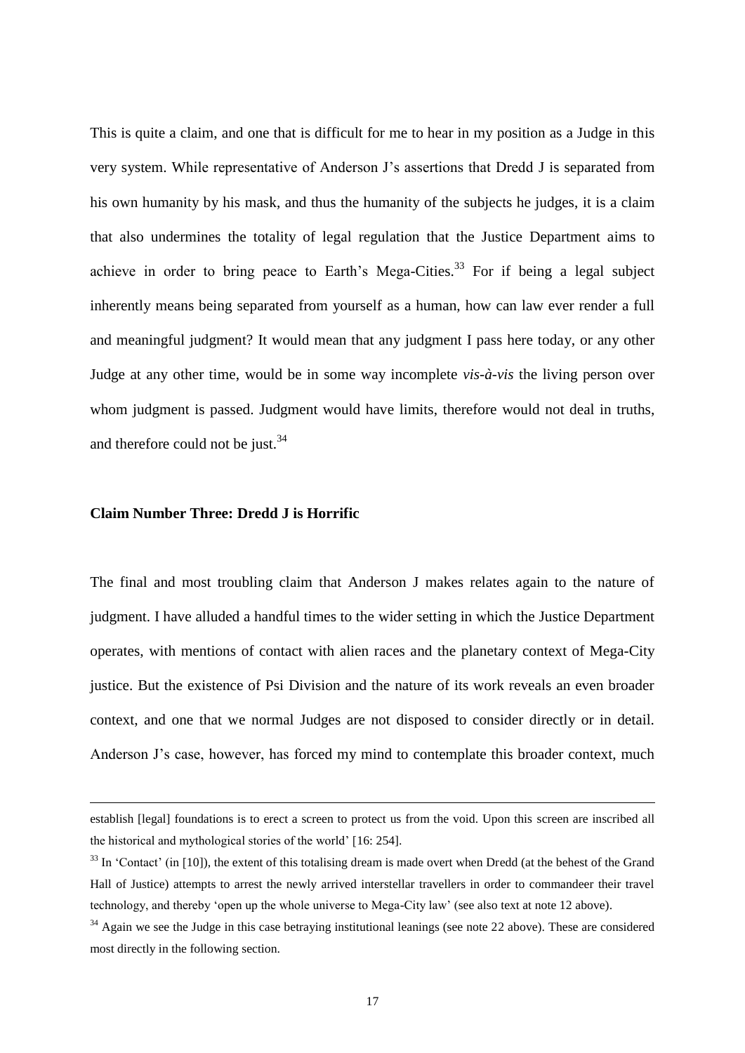This is quite a claim, and one that is difficult for me to hear in my position as a Judge in this very system. While representative of Anderson J's assertions that Dredd J is separated from his own humanity by his mask, and thus the humanity of the subjects he judges, it is a claim that also undermines the totality of legal regulation that the Justice Department aims to achieve in order to bring peace to Earth's Mega-Cities.[33] For if being a legal subject inherently means being separated from yourself as a human, how can law ever render a full and meaningful judgment? It would mean that any judgment I pass here today, or any other Judge at any other time, would be in some way incomplete *vis-à-vis* the living person over whom judgment is passed. Judgment would have limits, therefore would not deal in truths, and therefore could not be just.[34]

**Claim Number Three: Dredd J is Horrific**

The final and most troubling claim that Anderson J makes relates again to the nature of judgment. I have alluded a handful times to the wider setting in which the Justice Department operates, with mentions of contact with alien races and the planetary context of Mega-City justice. But the existence of Psi Division and the nature of its work reveals an even broader context, and one that we normal Judges are not disposed to consider directly or in detail. Anderson J's case, however, has forced my mind to contemplate this broader context, much

---

establish [legal] foundations is to erect a screen to protect us from the void. Upon this screen are inscribed all the historical and mythological stories of the world' [16: 254].

[33] In 'Contact' (in [10]), the extent of this totalising dream is made overt when Dredd (at the behest of the Grand Hall of Justice) attempts to arrest the newly arrived interstellar travellers in order to commandeer their travel technology, and thereby 'open up the whole universe to Mega-City law' (see also text at note 12 above).

[34] Again we see the Judge in this case betraying institutional leanings (see note 22 above). These are considered most directly in the following section.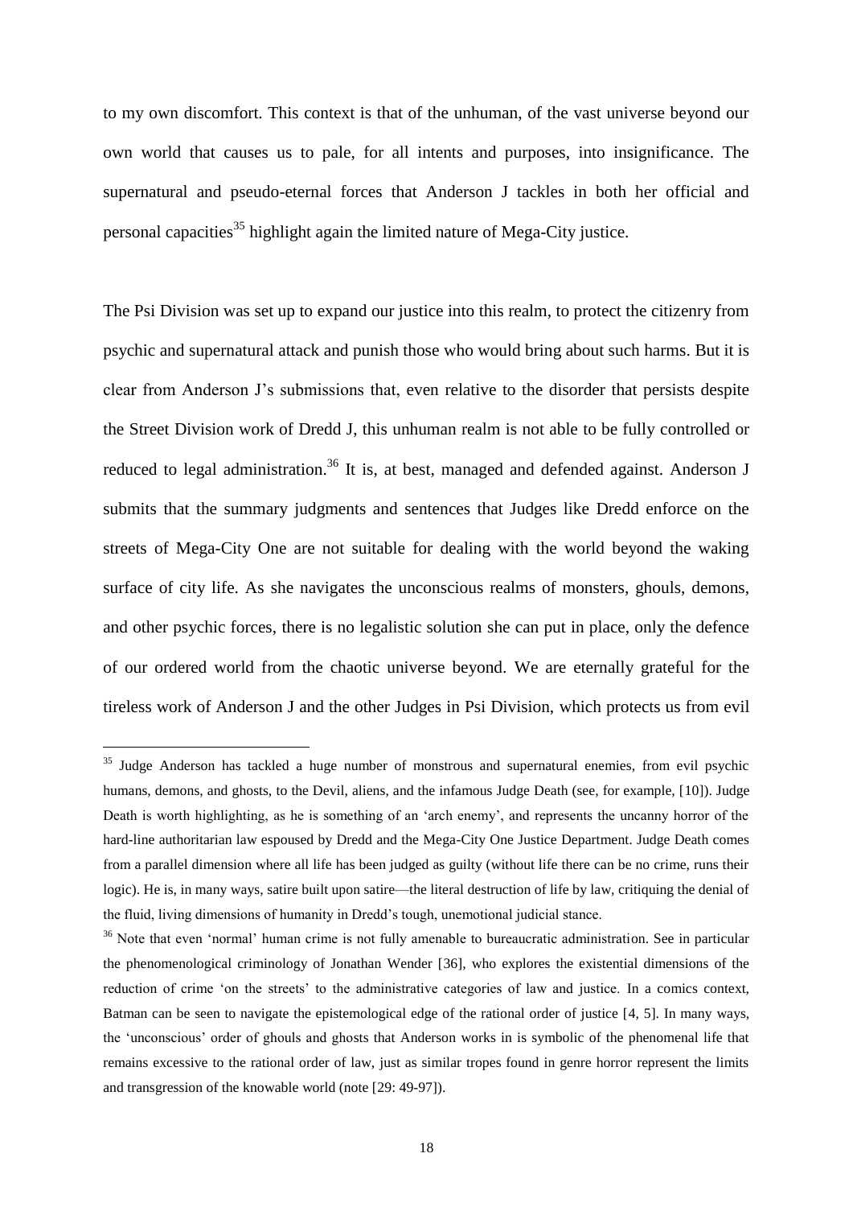to my own discomfort. This context is that of the unhuman, of the vast universe beyond our own world that causes us to pale, for all intents and purposes, into insignificance. The supernatural and pseudo-eternal forces that Anderson J tackles in both her official and personal capacities[35] highlight again the limited nature of Mega-City justice.

The Psi Division was set up to expand our justice into this realm, to protect the citizenry from psychic and supernatural attack and punish those who would bring about such harms. But it is clear from Anderson J's submissions that, even relative to the disorder that persists despite the Street Division work of Dredd J, this unhuman realm is not able to be fully controlled or reduced to legal administration.[36] It is, at best, managed and defended against. Anderson J submits that the summary judgments and sentences that Judges like Dredd enforce on the streets of Mega-City One are not suitable for dealing with the world beyond the waking surface of city life. As she navigates the unconscious realms of monsters, ghouls, demons, and other psychic forces, there is no legalistic solution she can put in place, only the defence of our ordered world from the chaotic universe beyond. We are eternally grateful for the tireless work of Anderson J and the other Judges in Psi Division, which protects us from evil

---

[35] Judge Anderson has tackled a huge number of monstrous and supernatural enemies, from evil psychic humans, demons, and ghosts, to the Devil, aliens, and the infamous Judge Death (see, for example, [10]). Judge Death is worth highlighting, as he is something of an 'arch enemy', and represents the uncanny horror of the hard-line authoritarian law espoused by Dredd and the Mega-City One Justice Department. Judge Death comes from a parallel dimension where all life has been judged as guilty (without life there can be no crime, runs their logic). He is, in many ways, satire built upon satire—the literal destruction of life by law, critiquing the denial of the fluid, living dimensions of humanity in Dredd's tough, unemotional judicial stance.

[36] Note that even 'normal' human crime is not fully amenable to bureaucratic administration. See in particular the phenomenological criminology of Jonathan Wender [36], who explores the existential dimensions of the reduction of crime 'on the streets' to the administrative categories of law and justice. In a comics context, Batman can be seen to navigate the epistemological edge of the rational order of justice [4, 5]. In many ways, the 'unconscious' order of ghouls and ghosts that Anderson works in is symbolic of the phenomenal life that remains excessive to the rational order of law, just as similar tropes found in genre horror represent the limits and transgression of the knowable world (note [29: 49-97]).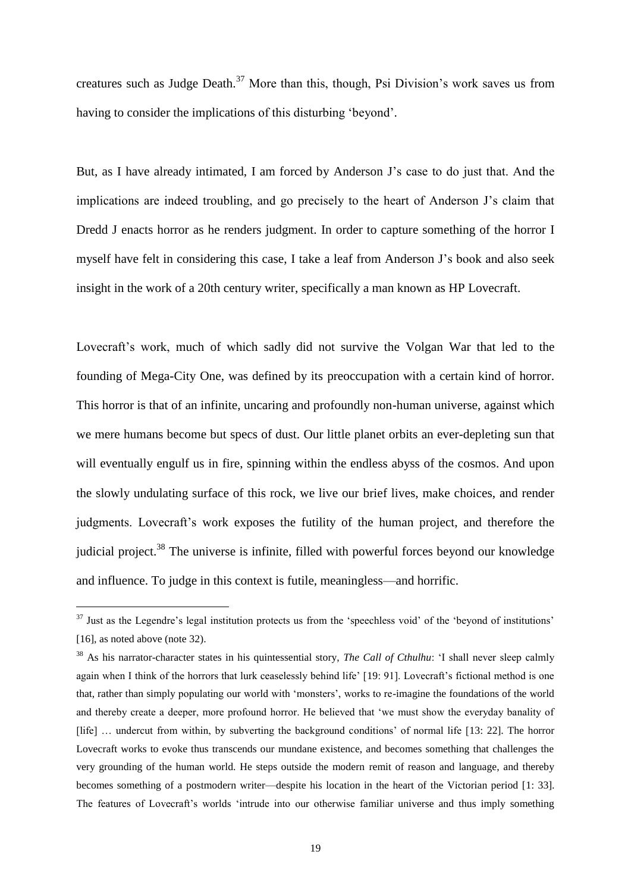creatures such as Judge Death.[37] More than this, though, Psi Division's work saves us from having to consider the implications of this disturbing 'beyond'.

But, as I have already intimated, I am forced by Anderson J's case to do just that. And the implications are indeed troubling, and go precisely to the heart of Anderson J's claim that Dredd J enacts horror as he renders judgment. In order to capture something of the horror I myself have felt in considering this case, I take a leaf from Anderson J's book and also seek insight in the work of a 20th century writer, specifically a man known as HP Lovecraft.

Lovecraft's work, much of which sadly did not survive the Volgan War that led to the founding of Mega-City One, was defined by its preoccupation with a certain kind of horror. This horror is that of an infinite, uncaring and profoundly non-human universe, against which we mere humans become but specs of dust. Our little planet orbits an ever-depleting sun that will eventually engulf us in fire, spinning within the endless abyss of the cosmos. And upon the slowly undulating surface of this rock, we live our brief lives, make choices, and render judgments. Lovecraft's work exposes the futility of the human project, and therefore the judicial project.[38] The universe is infinite, filled with powerful forces beyond our knowledge and influence. To judge in this context is futile, meaningless—and horrific.

---

[37] Just as the Legendre's legal institution protects us from the 'speechless void' of the 'beyond of institutions' [16], as noted above (note 32).

[38] As his narrator-character states in his quintessential story, *The Call of Cthulhu*: 'I shall never sleep calmly again when I think of the horrors that lurk ceaselessly behind life' [19: 91]. Lovecraft's fictional method is one that, rather than simply populating our world with 'monsters', works to re-imagine the foundations of the world and thereby create a deeper, more profound horror. He believed that 'we must show the everyday banality of [life] … undercut from within, by subverting the background conditions' of normal life [13: 22]. The horror Lovecraft works to evoke thus transcends our mundane existence, and becomes something that challenges the very grounding of the human world. He steps outside the modern remit of reason and language, and thereby becomes something of a postmodern writer—despite his location in the heart of the Victorian period [1: 33]. The features of Lovecraft's worlds 'intrude into our otherwise familiar universe and thus imply something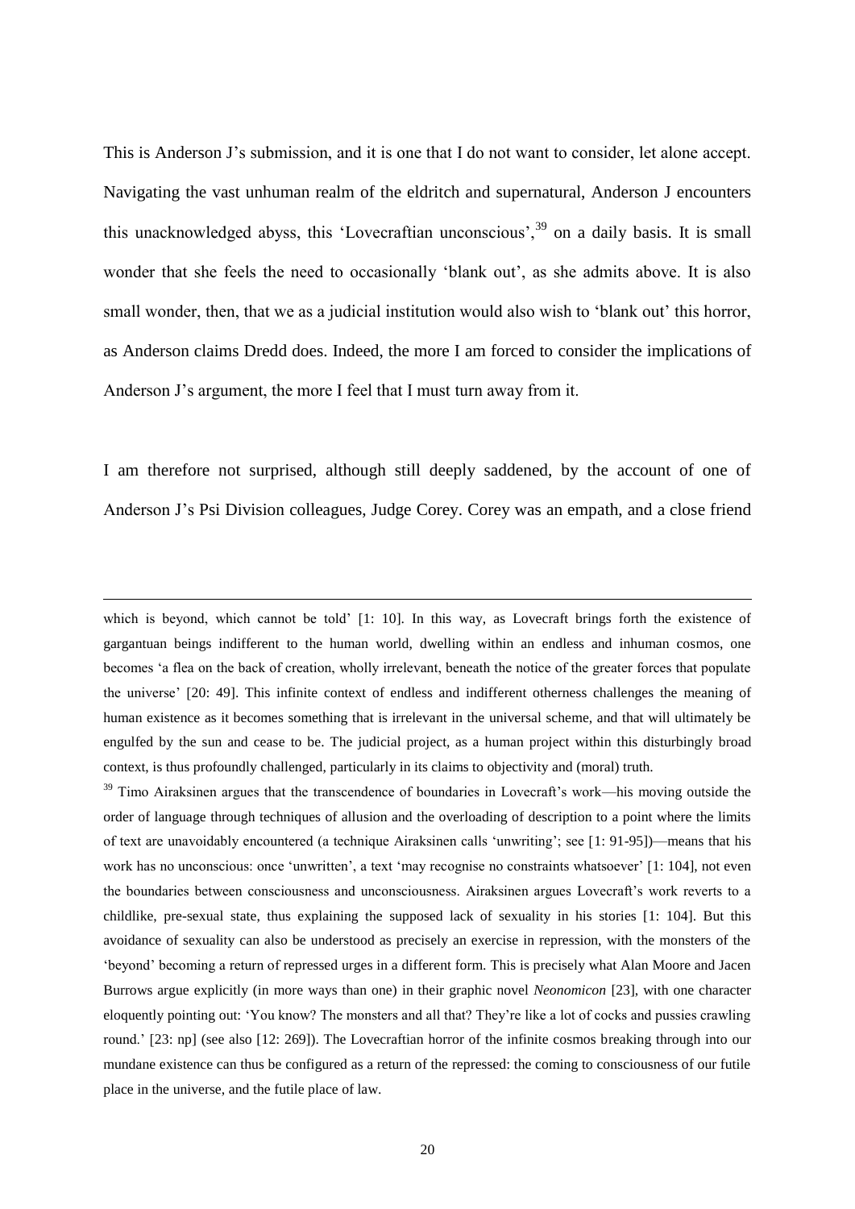This is Anderson J's submission, and it is one that I do not want to consider, let alone accept. Navigating the vast unhuman realm of the eldritch and supernatural, Anderson J encounters this unacknowledged abyss, this 'Lovecraftian unconscious',[39] on a daily basis. It is small wonder that she feels the need to occasionally 'blank out', as she admits above. It is also small wonder, then, that we as a judicial institution would also wish to 'blank out' this horror, as Anderson claims Dredd does. Indeed, the more I am forced to consider the implications of Anderson J's argument, the more I feel that I must turn away from it.

I am therefore not surprised, although still deeply saddened, by the account of one of Anderson J's Psi Division colleagues, Judge Corey. Corey was an empath, and a close friend

---

which is beyond, which cannot be told' [1: 10]. In this way, as Lovecraft brings forth the existence of gargantuan beings indifferent to the human world, dwelling within an endless and inhuman cosmos, one becomes 'a flea on the back of creation, wholly irrelevant, beneath the notice of the greater forces that populate the universe' [20: 49]. This infinite context of endless and indifferent otherness challenges the meaning of human existence as it becomes something that is irrelevant in the universal scheme, and that will ultimately be engulfed by the sun and cease to be. The judicial project, as a human project within this disturbingly broad context, is thus profoundly challenged, particularly in its claims to objectivity and (moral) truth.

[39] Timo Airaksinen argues that the transcendence of boundaries in Lovecraft's work—his moving outside the order of language through techniques of allusion and the overloading of description to a point where the limits of text are unavoidably encountered (a technique Airaksinen calls 'unwriting'; see [1: 91-95])—means that his work has no unconscious: once 'unwritten', a text 'may recognise no constraints whatsoever' [1: 104], not even the boundaries between consciousness and unconsciousness. Airaksinen argues Lovecraft's work reverts to a childlike, pre-sexual state, thus explaining the supposed lack of sexuality in his stories [1: 104]. But this avoidance of sexuality can also be understood as precisely an exercise in repression, with the monsters of the 'beyond' becoming a return of repressed urges in a different form. This is precisely what Alan Moore and Jacen Burrows argue explicitly (in more ways than one) in their graphic novel *Neonomicon* [23], with one character eloquently pointing out: 'You know? The monsters and all that? They're like a lot of cocks and pussies crawling round.' [23: np] (see also [12: 269]). The Lovecraftian horror of the infinite cosmos breaking through into our mundane existence can thus be configured as a return of the repressed: the coming to consciousness of our futile place in the universe, and the futile place of law.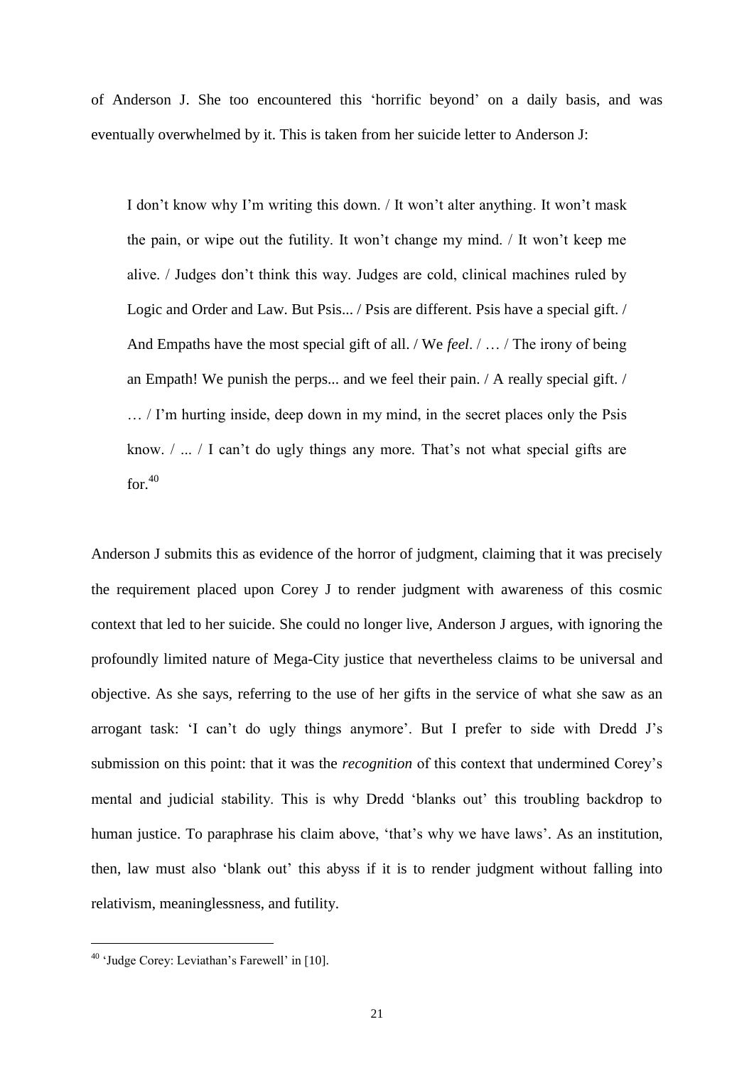of Anderson J. She too encountered this 'horrific beyond' on a daily basis, and was eventually overwhelmed by it. This is taken from her suicide letter to Anderson J:

> I don't know why I'm writing this down. / It won't alter anything. It won't mask the pain, or wipe out the futility. It won't change my mind. / It won't keep me alive. / Judges don't think this way. Judges are cold, clinical machines ruled by Logic and Order and Law. But Psis... / Psis are different. Psis have a special gift. / And Empaths have the most special gift of all. / We *feel*. / … / The irony of being an Empath! We punish the perps... and we feel their pain. / A really special gift. / … / I'm hurting inside, deep down in my mind, in the secret places only the Psis know. / ... / I can't do ugly things any more. That's not what special gifts are for.[40]

Anderson J submits this as evidence of the horror of judgment, claiming that it was precisely the requirement placed upon Corey J to render judgment with awareness of this cosmic context that led to her suicide. She could no longer live, Anderson J argues, with ignoring the profoundly limited nature of Mega-City justice that nevertheless claims to be universal and objective. As she says, referring to the use of her gifts in the service of what she saw as an arrogant task: 'I can't do ugly things anymore'. But I prefer to side with Dredd J's submission on this point: that it was the *recognition* of this context that undermined Corey's mental and judicial stability. This is why Dredd 'blanks out' this troubling backdrop to human justice. To paraphrase his claim above, 'that's why we have laws'. As an institution, then, law must also 'blank out' this abyss if it is to render judgment without falling into relativism, meaninglessness, and futility.

---

[40] 'Judge Corey: Leviathan's Farewell' in [10].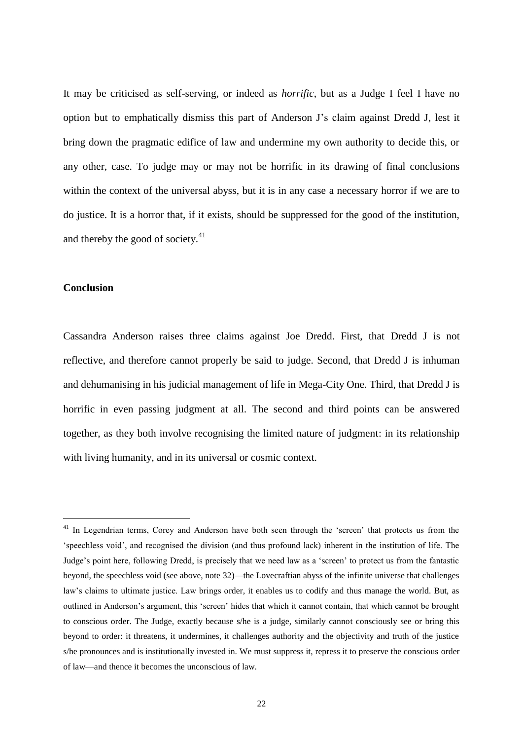It may be criticised as self-serving, or indeed as *horrific*, but as a Judge I feel I have no option but to emphatically dismiss this part of Anderson J's claim against Dredd J, lest it bring down the pragmatic edifice of law and undermine my own authority to decide this, or any other, case. To judge may or may not be horrific in its drawing of final conclusions within the context of the universal abyss, but it is in any case a necessary horror if we are to do justice. It is a horror that, if it exists, should be suppressed for the good of the institution, and thereby the good of society.[41]

## Conclusion

Cassandra Anderson raises three claims against Joe Dredd. First, that Dredd J is not reflective, and therefore cannot properly be said to judge. Second, that Dredd J is inhuman and dehumanising in his judicial management of life in Mega-City One. Third, that Dredd J is horrific in even passing judgment at all. The second and third points can be answered together, as they both involve recognising the limited nature of judgment: in its relationship with living humanity, and in its universal or cosmic context.

---

[41] In Legendrian terms, Corey and Anderson have both seen through the 'screen' that protects us from the 'speechless void', and recognised the division (and thus profound lack) inherent in the institution of life. The Judge's point here, following Dredd, is precisely that we need law as a 'screen' to protect us from the fantastic beyond, the speechless void (see above, note 32)—the Lovecraftian abyss of the infinite universe that challenges law's claims to ultimate justice. Law brings order, it enables us to codify and thus manage the world. But, as outlined in Anderson's argument, this 'screen' hides that which it cannot contain, that which cannot be brought to conscious order. The Judge, exactly because s/he is a judge, similarly cannot consciously see or bring this beyond to order: it threatens, it undermines, it challenges authority and the objectivity and truth of the justice s/he pronounces and is institutionally invested in. We must suppress it, repress it to preserve the conscious order of law—and thence it becomes the unconscious of law.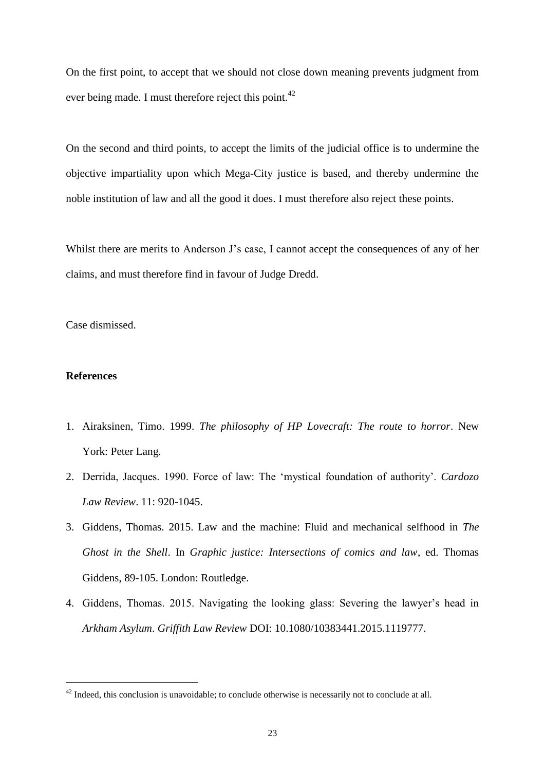On the first point, to accept that we should not close down meaning prevents judgment from ever being made. I must therefore reject this point.[42]

On the second and third points, to accept the limits of the judicial office is to undermine the objective impartiality upon which Mega-City justice is based, and thereby undermine the noble institution of law and all the good it does. I must therefore also reject these points.

Whilst there are merits to Anderson J's case, I cannot accept the consequences of any of her claims, and must therefore find in favour of Judge Dredd.

Case dismissed.

**References**

1. Airaksinen, Timo. 1999. *The philosophy of HP Lovecraft: The route to horror*. New York: Peter Lang.
2. Derrida, Jacques. 1990. Force of law: The 'mystical foundation of authority'. *Cardozo Law Review*. 11: 920-1045.
3. Giddens, Thomas. 2015. Law and the machine: Fluid and mechanical selfhood in *The Ghost in the Shell*. In *Graphic justice: Intersections of comics and law*, ed. Thomas Giddens, 89-105. London: Routledge.
4. Giddens, Thomas. 2015. Navigating the looking glass: Severing the lawyer's head in *Arkham Asylum*. *Griffith Law Review* DOI: 10.1080/10383441.2015.1119777.

[42] Indeed, this conclusion is unavoidable; to conclude otherwise is necessarily not to conclude at all.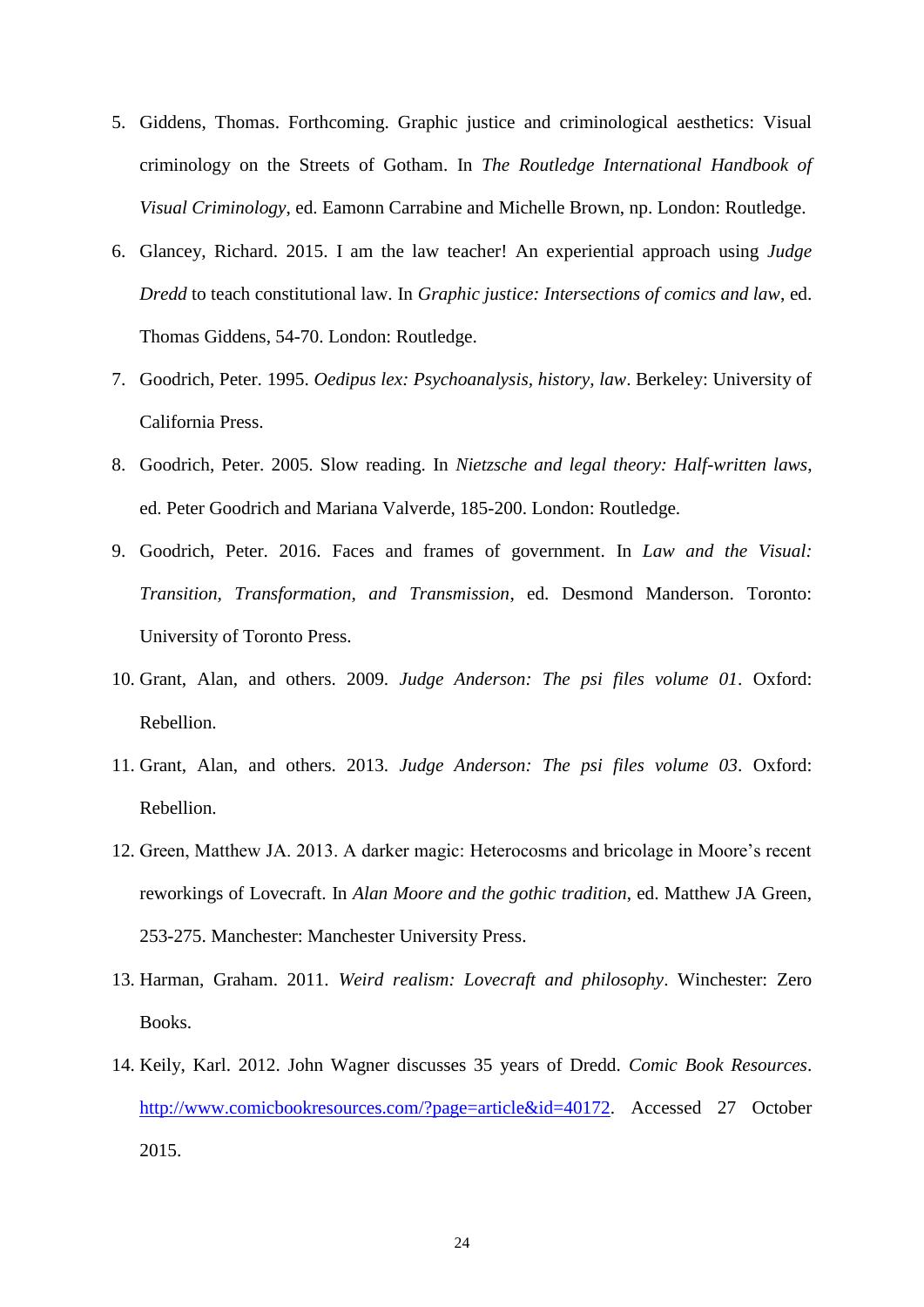5. Giddens, Thomas. Forthcoming. Graphic justice and criminological aesthetics: Visual criminology on the Streets of Gotham. In *The Routledge International Handbook of Visual Criminology*, ed. Eamonn Carrabine and Michelle Brown, np. London: Routledge.
6. Glancey, Richard. 2015. I am the law teacher! An experiential approach using *Judge Dredd* to teach constitutional law. In *Graphic justice: Intersections of comics and law*, ed. Thomas Giddens, 54-70. London: Routledge.
7. Goodrich, Peter. 1995. *Oedipus lex: Psychoanalysis, history, law*. Berkeley: University of California Press.
8. Goodrich, Peter. 2005. Slow reading. In *Nietzsche and legal theory: Half-written laws*, ed. Peter Goodrich and Mariana Valverde, 185-200. London: Routledge.
9. Goodrich, Peter. 2016. Faces and frames of government. In *Law and the Visual: Transition, Transformation, and Transmission*, ed. Desmond Manderson. Toronto: University of Toronto Press.
10. Grant, Alan, and others. 2009. *Judge Anderson: The psi files volume 01*. Oxford: Rebellion.
11. Grant, Alan, and others. 2013. *Judge Anderson: The psi files volume 03*. Oxford: Rebellion.
12. Green, Matthew JA. 2013. A darker magic: Heterocosms and bricolage in Moore's recent reworkings of Lovecraft. In *Alan Moore and the gothic tradition*, ed. Matthew JA Green, 253-275. Manchester: Manchester University Press.
13. Harman, Graham. 2011. *Weird realism: Lovecraft and philosophy*. Winchester: Zero Books.
14. Keily, Karl. 2012. John Wagner discusses 35 years of Dredd. *Comic Book Resources*. http://www.comicbookresources.com/?page=article&id=40172. Accessed 27 October 2015.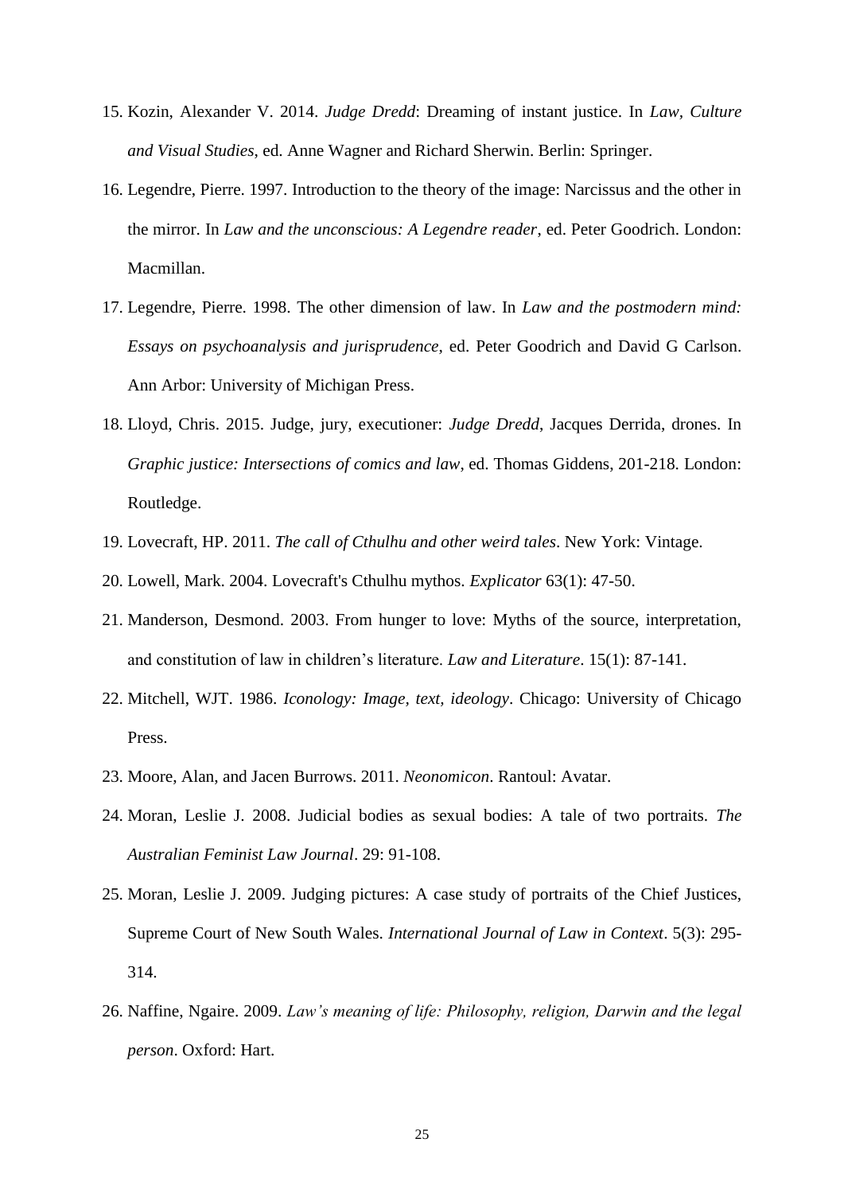15. Kozin, Alexander V. 2014. *Judge Dredd*: Dreaming of instant justice. In *Law, Culture and Visual Studies*, ed. Anne Wagner and Richard Sherwin. Berlin: Springer.
16. Legendre, Pierre. 1997. Introduction to the theory of the image: Narcissus and the other in the mirror. In *Law and the unconscious: A Legendre reader*, ed. Peter Goodrich. London: Macmillan.
17. Legendre, Pierre. 1998. The other dimension of law. In *Law and the postmodern mind: Essays on psychoanalysis and jurisprudence*, ed. Peter Goodrich and David G Carlson. Ann Arbor: University of Michigan Press.
18. Lloyd, Chris. 2015. Judge, jury, executioner: *Judge Dredd*, Jacques Derrida, drones. In *Graphic justice: Intersections of comics and law*, ed. Thomas Giddens, 201-218. London: Routledge.
19. Lovecraft, HP. 2011. *The call of Cthulhu and other weird tales*. New York: Vintage.
20. Lowell, Mark. 2004. Lovecraft's Cthulhu mythos. *Explicator* 63(1): 47-50.
21. Manderson, Desmond. 2003. From hunger to love: Myths of the source, interpretation, and constitution of law in children's literature. *Law and Literature*. 15(1): 87-141.
22. Mitchell, WJT. 1986. *Iconology: Image, text, ideology*. Chicago: University of Chicago Press.
23. Moore, Alan, and Jacen Burrows. 2011. *Neonomicon*. Rantoul: Avatar.
24. Moran, Leslie J. 2008. Judicial bodies as sexual bodies: A tale of two portraits. *The Australian Feminist Law Journal*. 29: 91-108.
25. Moran, Leslie J. 2009. Judging pictures: A case study of portraits of the Chief Justices, Supreme Court of New South Wales. *International Journal of Law in Context*. 5(3): 295-314.
26. Naffine, Ngaire. 2009. *Law's meaning of life: Philosophy, religion, Darwin and the legal person*. Oxford: Hart.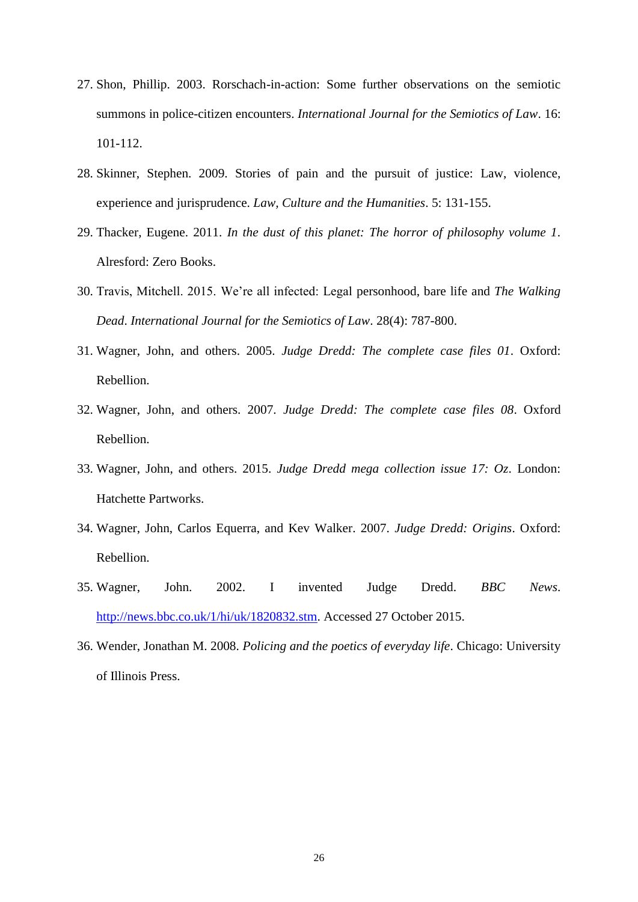27. Shon, Phillip. 2003. Rorschach-in-action: Some further observations on the semiotic summons in police-citizen encounters. *International Journal for the Semiotics of Law*. 16: 101-112.
28. Skinner, Stephen. 2009. Stories of pain and the pursuit of justice: Law, violence, experience and jurisprudence. *Law, Culture and the Humanities*. 5: 131-155.
29. Thacker, Eugene. 2011. *In the dust of this planet: The horror of philosophy volume 1*. Alresford: Zero Books.
30. Travis, Mitchell. 2015. We're all infected: Legal personhood, bare life and *The Walking Dead*. *International Journal for the Semiotics of Law*. 28(4): 787-800.
31. Wagner, John, and others. 2005. *Judge Dredd: The complete case files 01*. Oxford: Rebellion.
32. Wagner, John, and others. 2007. *Judge Dredd: The complete case files 08*. Oxford Rebellion.
33. Wagner, John, and others. 2015. *Judge Dredd mega collection issue 17: Oz*. London: Hatchette Partworks.
34. Wagner, John, Carlos Equerra, and Kev Walker. 2007. *Judge Dredd: Origins*. Oxford: Rebellion.
35. Wagner, John. 2002. I invented Judge Dredd. *BBC News*. http://news.bbc.co.uk/1/hi/uk/1820832.stm. Accessed 27 October 2015.
36. Wender, Jonathan M. 2008. *Policing and the poetics of everyday life*. Chicago: University of Illinois Press.